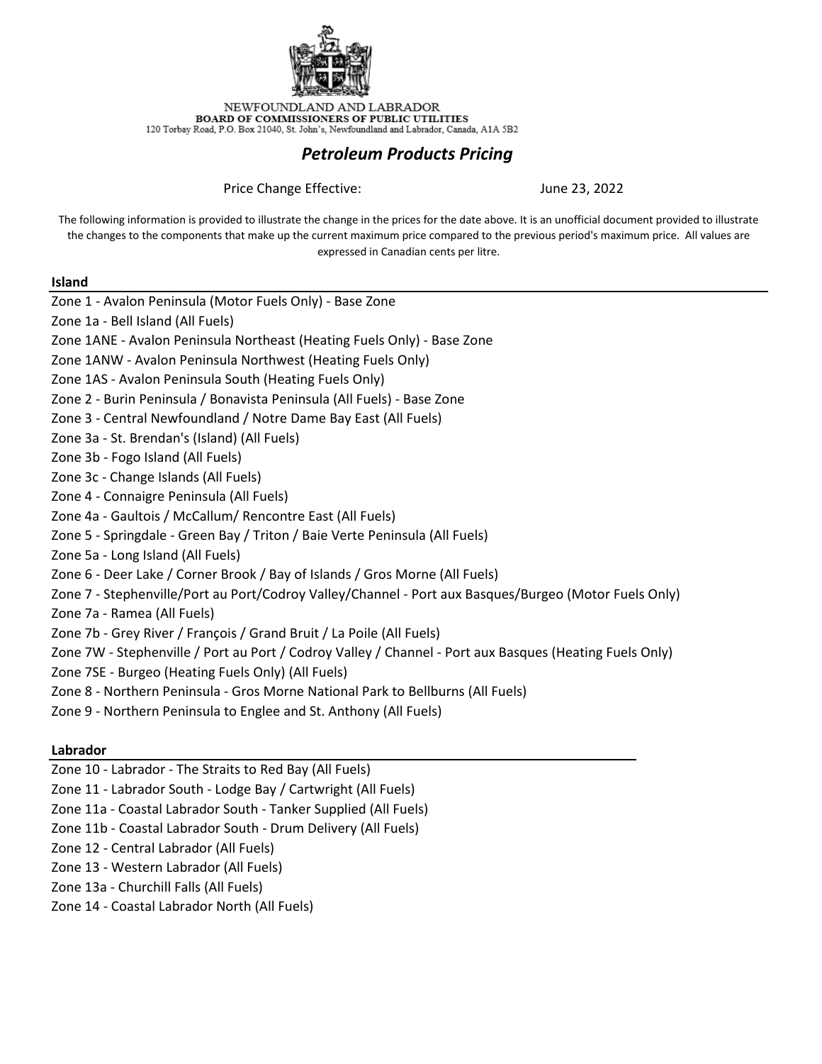NEWFOUNDLAND AND LABRADOR
**BOARD OF COMMISSIONERS OF PUBLIC UTILITIES**
120 Torbay Road, P.O. Box 21040, St. John's, Newfoundland and Labrador, Canada, A1A 5B2

# *Petroleum Products Pricing*

Price Change Effective: June 23, 2022

The following information is provided to illustrate the change in the prices for the date above. It is an unofficial document provided to illustrate the changes to the components that make up the current maximum price compared to the previous period's maximum price. All values are expressed in Canadian cents per litre.

## Island

Zone 1 - Avalon Peninsula (Motor Fuels Only) - Base Zone
Zone 1a - Bell Island (All Fuels)
Zone 1ANE - Avalon Peninsula Northeast (Heating Fuels Only) - Base Zone
Zone 1ANW - Avalon Peninsula Northwest (Heating Fuels Only)
Zone 1AS - Avalon Peninsula South (Heating Fuels Only)
Zone 2 - Burin Peninsula / Bonavista Peninsula (All Fuels) - Base Zone
Zone 3 - Central Newfoundland / Notre Dame Bay East (All Fuels)
Zone 3a - St. Brendan's (Island) (All Fuels)
Zone 3b - Fogo Island (All Fuels)
Zone 3c - Change Islands (All Fuels)
Zone 4 - Connaigre Peninsula (All Fuels)
Zone 4a - Gaultois / McCallum/ Rencontre East (All Fuels)
Zone 5 - Springdale - Green Bay / Triton / Baie Verte Peninsula (All Fuels)
Zone 5a - Long Island (All Fuels)
Zone 6 - Deer Lake / Corner Brook / Bay of Islands / Gros Morne (All Fuels)
Zone 7 - Stephenville/Port au Port/Codroy Valley/Channel - Port aux Basques/Burgeo (Motor Fuels Only)
Zone 7a - Ramea (All Fuels)
Zone 7b - Grey River / François / Grand Bruit / La Poile (All Fuels)
Zone 7W - Stephenville / Port au Port / Codroy Valley / Channel - Port aux Basques (Heating Fuels Only)
Zone 7SE - Burgeo (Heating Fuels Only) (All Fuels)
Zone 8 - Northern Peninsula - Gros Morne National Park to Bellburns (All Fuels)
Zone 9 - Northern Peninsula to Englee and St. Anthony (All Fuels)

## Labrador

Zone 10 - Labrador - The Straits to Red Bay (All Fuels)
Zone 11 - Labrador South - Lodge Bay / Cartwright (All Fuels)
Zone 11a - Coastal Labrador South - Tanker Supplied (All Fuels)
Zone 11b - Coastal Labrador South - Drum Delivery (All Fuels)
Zone 12 - Central Labrador (All Fuels)
Zone 13 - Western Labrador (All Fuels)
Zone 13a - Churchill Falls (All Fuels)
Zone 14 - Coastal Labrador North (All Fuels)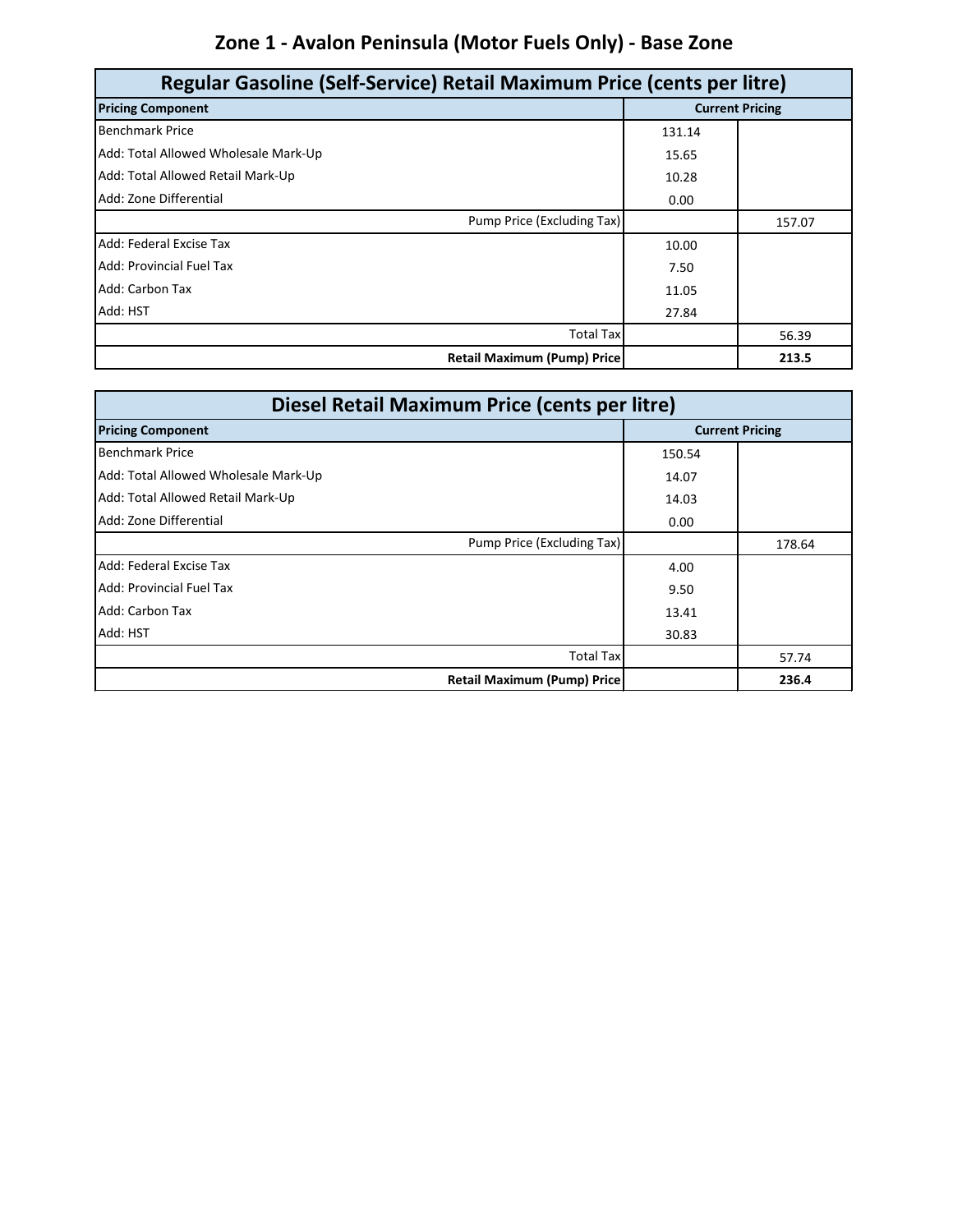## Zone 1 - Avalon Peninsula (Motor Fuels Only) - Base Zone

| Regular Gasoline (Self-Service) Retail Maximum Price (cents per litre) | | |
|---|---|---|
| **Pricing Component** | **Current Pricing** | |
| Benchmark Price | 131.14 | |
| Add: Total Allowed Wholesale Mark-Up | 15.65 | |
| Add: Total Allowed Retail Mark-Up | 10.28 | |
| Add: Zone Differential | 0.00 | |
| Pump Price (Excluding Tax) | | 157.07 |
| Add: Federal Excise Tax | 10.00 | |
| Add: Provincial Fuel Tax | 7.50 | |
| Add: Carbon Tax | 11.05 | |
| Add: HST | 27.84 | |
| Total Tax | | 56.39 |
| **Retail Maximum (Pump) Price** | | **213.5** |

| Diesel Retail Maximum Price (cents per litre) | | |
|---|---|---|
| **Pricing Component** | **Current Pricing** | |
| Benchmark Price | 150.54 | |
| Add: Total Allowed Wholesale Mark-Up | 14.07 | |
| Add: Total Allowed Retail Mark-Up | 14.03 | |
| Add: Zone Differential | 0.00 | |
| Pump Price (Excluding Tax) | | 178.64 |
| Add: Federal Excise Tax | 4.00 | |
| Add: Provincial Fuel Tax | 9.50 | |
| Add: Carbon Tax | 13.41 | |
| Add: HST | 30.83 | |
| Total Tax | | 57.74 |
| **Retail Maximum (Pump) Price** | | **236.4** |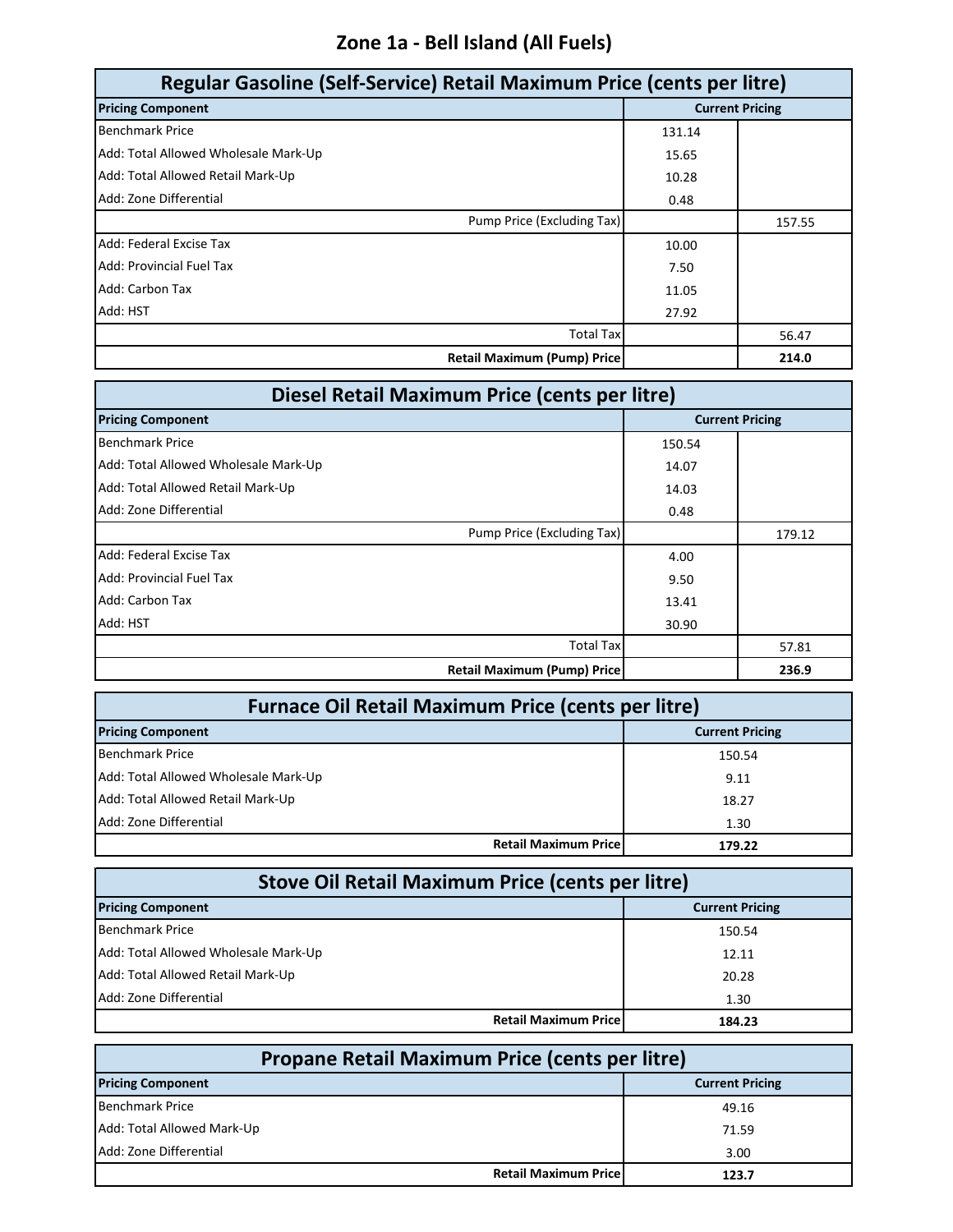# Zone 1a - Bell Island (All Fuels)

## Regular Gasoline (Self-Service) Retail Maximum Price (cents per litre)

| Pricing Component | Current Pricing | |
|---|---|---|
| Benchmark Price | 131.14 | |
| Add: Total Allowed Wholesale Mark-Up | 15.65 | |
| Add: Total Allowed Retail Mark-Up | 10.28 | |
| Add: Zone Differential | 0.48 | |
| Pump Price (Excluding Tax) | | 157.55 |
| Add: Federal Excise Tax | 10.00 | |
| Add: Provincial Fuel Tax | 7.50 | |
| Add: Carbon Tax | 11.05 | |
| Add: HST | 27.92 | |
| Total Tax | | 56.47 |
| **Retail Maximum (Pump) Price** | | **214.0** |

## Diesel Retail Maximum Price (cents per litre)

| Pricing Component | Current Pricing | |
|---|---|---|
| Benchmark Price | 150.54 | |
| Add: Total Allowed Wholesale Mark-Up | 14.07 | |
| Add: Total Allowed Retail Mark-Up | 14.03 | |
| Add: Zone Differential | 0.48 | |
| Pump Price (Excluding Tax) | | 179.12 |
| Add: Federal Excise Tax | 4.00 | |
| Add: Provincial Fuel Tax | 9.50 | |
| Add: Carbon Tax | 13.41 | |
| Add: HST | 30.90 | |
| Total Tax | | 57.81 |
| **Retail Maximum (Pump) Price** | | **236.9** |

## Furnace Oil Retail Maximum Price (cents per litre)

| Pricing Component | Current Pricing |
|---|---|
| Benchmark Price | 150.54 |
| Add: Total Allowed Wholesale Mark-Up | 9.11 |
| Add: Total Allowed Retail Mark-Up | 18.27 |
| Add: Zone Differential | 1.30 |
| **Retail Maximum Price** | **179.22** |

## Stove Oil Retail Maximum Price (cents per litre)

| Pricing Component | Current Pricing |
|---|---|
| Benchmark Price | 150.54 |
| Add: Total Allowed Wholesale Mark-Up | 12.11 |
| Add: Total Allowed Retail Mark-Up | 20.28 |
| Add: Zone Differential | 1.30 |
| **Retail Maximum Price** | **184.23** |

## Propane Retail Maximum Price (cents per litre)

| Pricing Component | Current Pricing |
|---|---|
| Benchmark Price | 49.16 |
| Add: Total Allowed Mark-Up | 71.59 |
| Add: Zone Differential | 3.00 |
| **Retail Maximum Price** | **123.7** |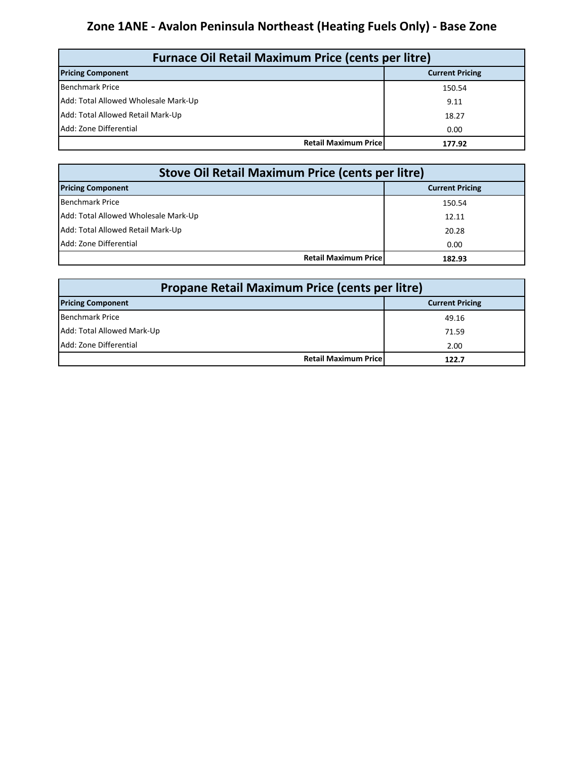# Zone 1ANE - Avalon Peninsula Northeast (Heating Fuels Only) - Base Zone

| Furnace Oil Retail Maximum Price (cents per litre) | |
|---|---|
| **Pricing Component** | **Current Pricing** |
| Benchmark Price | 150.54 |
| Add: Total Allowed Wholesale Mark-Up | 9.11 |
| Add: Total Allowed Retail Mark-Up | 18.27 |
| Add: Zone Differential | 0.00 |
| **Retail Maximum Price** | **177.92** |

| Stove Oil Retail Maximum Price (cents per litre) | |
|---|---|
| **Pricing Component** | **Current Pricing** |
| Benchmark Price | 150.54 |
| Add: Total Allowed Wholesale Mark-Up | 12.11 |
| Add: Total Allowed Retail Mark-Up | 20.28 |
| Add: Zone Differential | 0.00 |
| **Retail Maximum Price** | **182.93** |

| Propane Retail Maximum Price (cents per litre) | |
|---|---|
| **Pricing Component** | **Current Pricing** |
| Benchmark Price | 49.16 |
| Add: Total Allowed Mark-Up | 71.59 |
| Add: Zone Differential | 2.00 |
| **Retail Maximum Price** | **122.7** |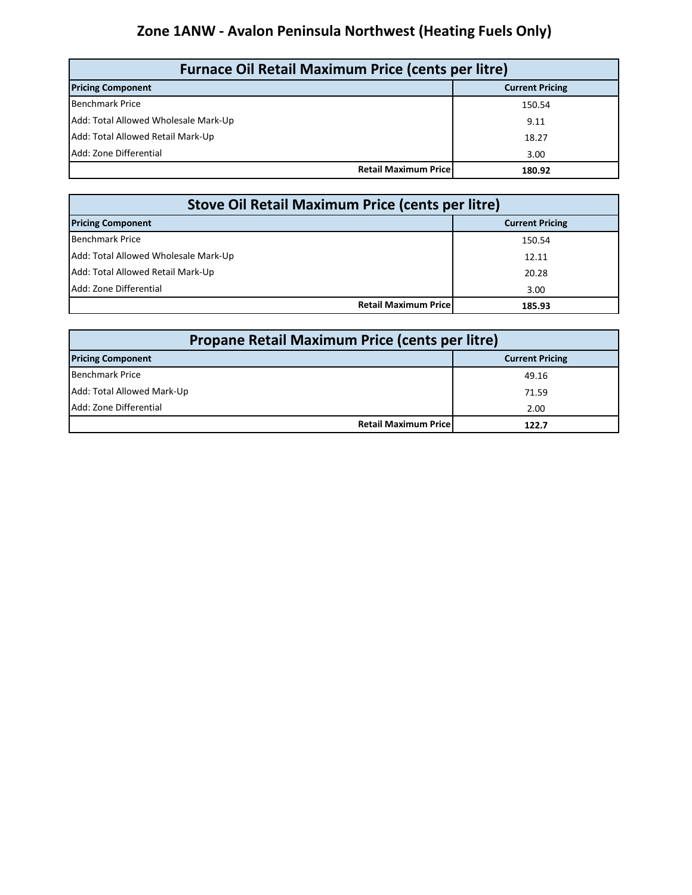# Zone 1ANW - Avalon Peninsula Northwest (Heating Fuels Only)

| Furnace Oil Retail Maximum Price (cents per litre) | |
|---|---|
| **Pricing Component** | **Current Pricing** |
| Benchmark Price | 150.54 |
| Add: Total Allowed Wholesale Mark-Up | 9.11 |
| Add: Total Allowed Retail Mark-Up | 18.27 |
| Add: Zone Differential | 3.00 |
| **Retail Maximum Price** | **180.92** |

| Stove Oil Retail Maximum Price (cents per litre) | |
|---|---|
| **Pricing Component** | **Current Pricing** |
| Benchmark Price | 150.54 |
| Add: Total Allowed Wholesale Mark-Up | 12.11 |
| Add: Total Allowed Retail Mark-Up | 20.28 |
| Add: Zone Differential | 3.00 |
| **Retail Maximum Price** | **185.93** |

| Propane Retail Maximum Price (cents per litre) | |
|---|---|
| **Pricing Component** | **Current Pricing** |
| Benchmark Price | 49.16 |
| Add: Total Allowed Mark-Up | 71.59 |
| Add: Zone Differential | 2.00 |
| **Retail Maximum Price** | **122.7** |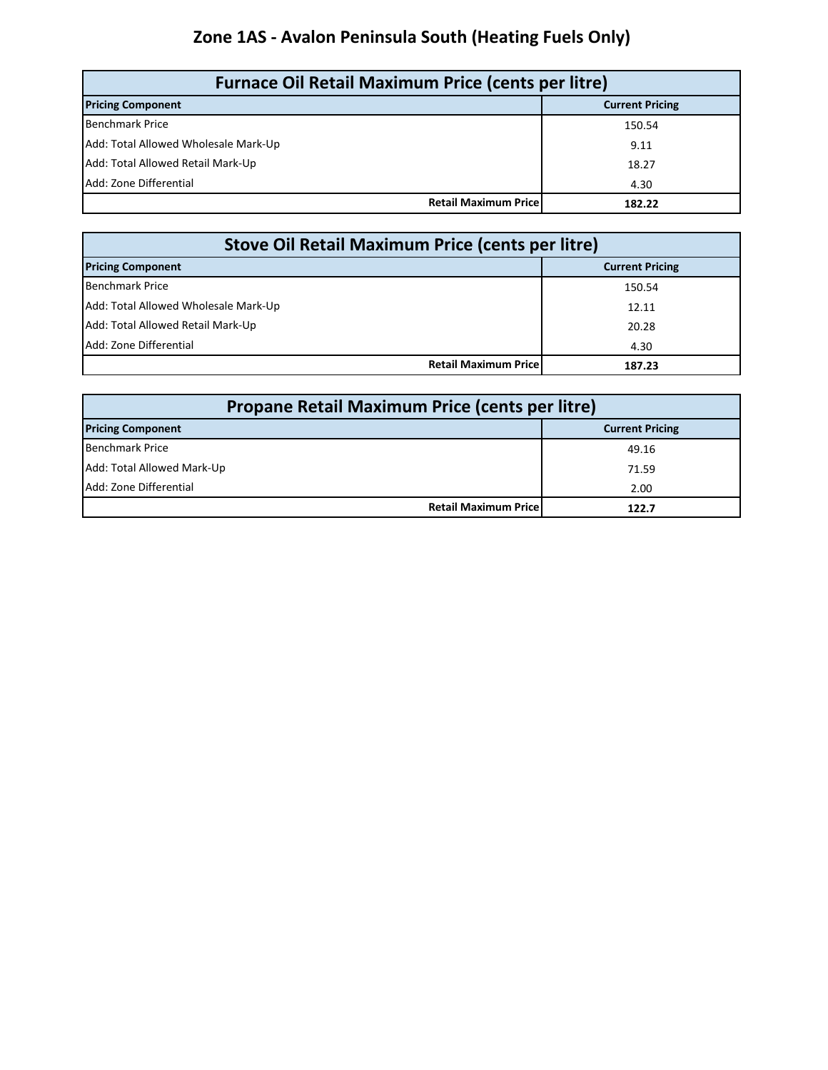# Zone 1AS - Avalon Peninsula South (Heating Fuels Only)

| Furnace Oil Retail Maximum Price (cents per litre) | |
|---|---|
| **Pricing Component** | **Current Pricing** |
| Benchmark Price | 150.54 |
| Add: Total Allowed Wholesale Mark-Up | 9.11 |
| Add: Total Allowed Retail Mark-Up | 18.27 |
| Add: Zone Differential | 4.30 |
| **Retail Maximum Price** | **182.22** |

| Stove Oil Retail Maximum Price (cents per litre) | |
|---|---|
| **Pricing Component** | **Current Pricing** |
| Benchmark Price | 150.54 |
| Add: Total Allowed Wholesale Mark-Up | 12.11 |
| Add: Total Allowed Retail Mark-Up | 20.28 |
| Add: Zone Differential | 4.30 |
| **Retail Maximum Price** | **187.23** |

| Propane Retail Maximum Price (cents per litre) | |
|---|---|
| **Pricing Component** | **Current Pricing** |
| Benchmark Price | 49.16 |
| Add: Total Allowed Mark-Up | 71.59 |
| Add: Zone Differential | 2.00 |
| **Retail Maximum Price** | **122.7** |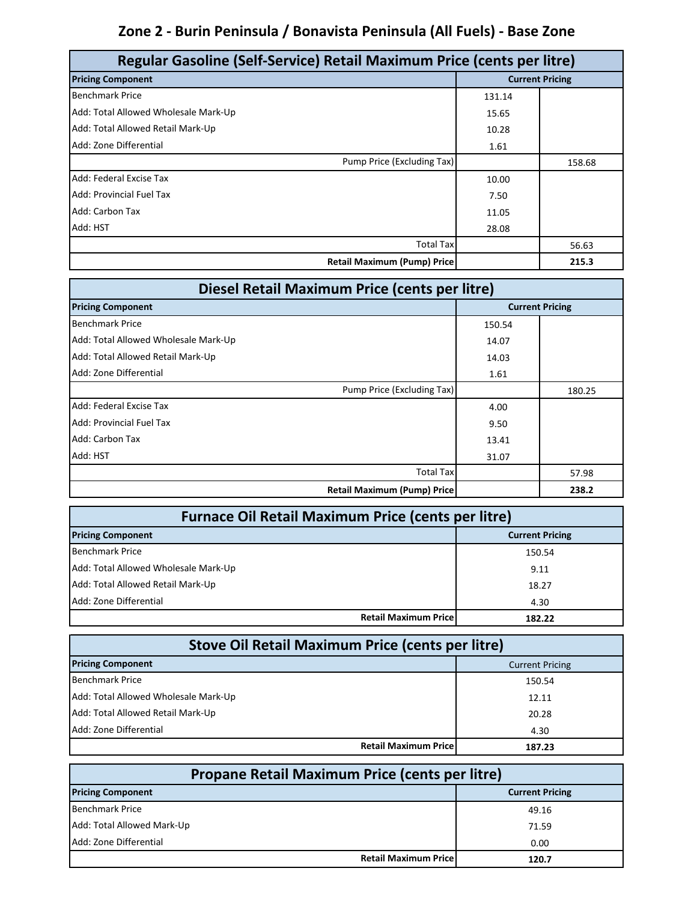# Zone 2 - Burin Peninsula / Bonavista Peninsula (All Fuels) - Base Zone

## Regular Gasoline (Self-Service) Retail Maximum Price (cents per litre)

| Pricing Component | Current Pricing | |
|---|---|---|
| Benchmark Price | 131.14 | |
| Add: Total Allowed Wholesale Mark-Up | 15.65 | |
| Add: Total Allowed Retail Mark-Up | 10.28 | |
| Add: Zone Differential | 1.61 | |
| Pump Price (Excluding Tax) | | 158.68 |
| Add: Federal Excise Tax | 10.00 | |
| Add: Provincial Fuel Tax | 7.50 | |
| Add: Carbon Tax | 11.05 | |
| Add: HST | 28.08 | |
| Total Tax | | 56.63 |
| **Retail Maximum (Pump) Price** | | **215.3** |

## Diesel Retail Maximum Price (cents per litre)

| Pricing Component | Current Pricing | |
|---|---|---|
| Benchmark Price | 150.54 | |
| Add: Total Allowed Wholesale Mark-Up | 14.07 | |
| Add: Total Allowed Retail Mark-Up | 14.03 | |
| Add: Zone Differential | 1.61 | |
| Pump Price (Excluding Tax) | | 180.25 |
| Add: Federal Excise Tax | 4.00 | |
| Add: Provincial Fuel Tax | 9.50 | |
| Add: Carbon Tax | 13.41 | |
| Add: HST | 31.07 | |
| Total Tax | | 57.98 |
| **Retail Maximum (Pump) Price** | | **238.2** |

## Furnace Oil Retail Maximum Price (cents per litre)

| Pricing Component | Current Pricing |
|---|---|
| Benchmark Price | 150.54 |
| Add: Total Allowed Wholesale Mark-Up | 9.11 |
| Add: Total Allowed Retail Mark-Up | 18.27 |
| Add: Zone Differential | 4.30 |
| **Retail Maximum Price** | **182.22** |

## Stove Oil Retail Maximum Price (cents per litre)

| Pricing Component | Current Pricing |
|---|---|
| Benchmark Price | 150.54 |
| Add: Total Allowed Wholesale Mark-Up | 12.11 |
| Add: Total Allowed Retail Mark-Up | 20.28 |
| Add: Zone Differential | 4.30 |
| **Retail Maximum Price** | **187.23** |

## Propane Retail Maximum Price (cents per litre)

| Pricing Component | Current Pricing |
|---|---|
| Benchmark Price | 49.16 |
| Add: Total Allowed Mark-Up | 71.59 |
| Add: Zone Differential | 0.00 |
| **Retail Maximum Price** | **120.7** |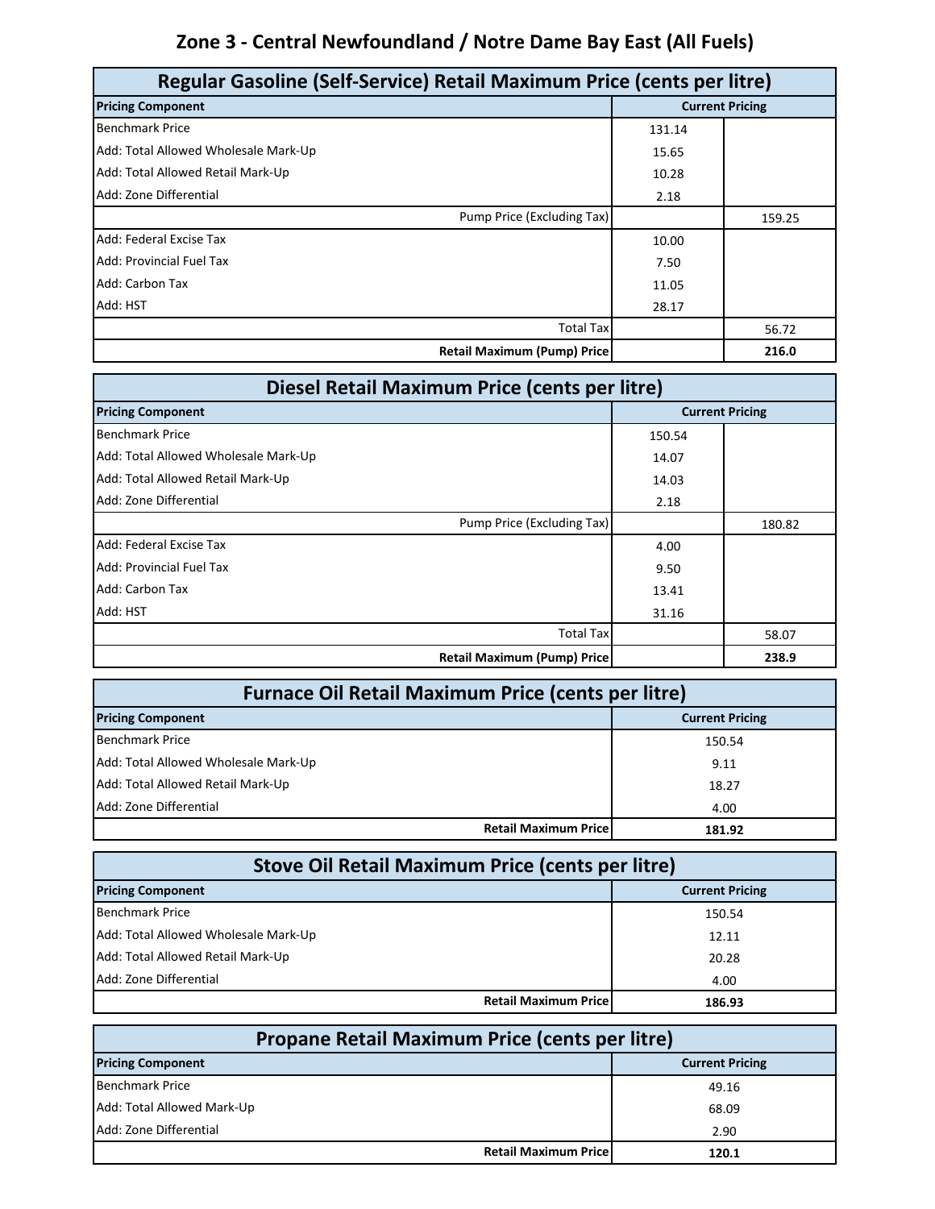# Zone 3 - Central Newfoundland / Notre Dame Bay East (All Fuels)

## Regular Gasoline (Self-Service) Retail Maximum Price (cents per litre)

| Pricing Component | Current Pricing | |
|---|---|---|
| Benchmark Price | 131.14 | |
| Add: Total Allowed Wholesale Mark-Up | 15.65 | |
| Add: Total Allowed Retail Mark-Up | 10.28 | |
| Add: Zone Differential | 2.18 | |
| Pump Price (Excluding Tax) | | 159.25 |
| Add: Federal Excise Tax | 10.00 | |
| Add: Provincial Fuel Tax | 7.50 | |
| Add: Carbon Tax | 11.05 | |
| Add: HST | 28.17 | |
| Total Tax | | 56.72 |
| **Retail Maximum (Pump) Price** | | **216.0** |

## Diesel Retail Maximum Price (cents per litre)

| Pricing Component | Current Pricing | |
|---|---|---|
| Benchmark Price | 150.54 | |
| Add: Total Allowed Wholesale Mark-Up | 14.07 | |
| Add: Total Allowed Retail Mark-Up | 14.03 | |
| Add: Zone Differential | 2.18 | |
| Pump Price (Excluding Tax) | | 180.82 |
| Add: Federal Excise Tax | 4.00 | |
| Add: Provincial Fuel Tax | 9.50 | |
| Add: Carbon Tax | 13.41 | |
| Add: HST | 31.16 | |
| Total Tax | | 58.07 |
| **Retail Maximum (Pump) Price** | | **238.9** |

## Furnace Oil Retail Maximum Price (cents per litre)

| Pricing Component | Current Pricing |
|---|---|
| Benchmark Price | 150.54 |
| Add: Total Allowed Wholesale Mark-Up | 9.11 |
| Add: Total Allowed Retail Mark-Up | 18.27 |
| Add: Zone Differential | 4.00 |
| **Retail Maximum Price** | **181.92** |

## Stove Oil Retail Maximum Price (cents per litre)

| Pricing Component | Current Pricing |
|---|---|
| Benchmark Price | 150.54 |
| Add: Total Allowed Wholesale Mark-Up | 12.11 |
| Add: Total Allowed Retail Mark-Up | 20.28 |
| Add: Zone Differential | 4.00 |
| **Retail Maximum Price** | **186.93** |

## Propane Retail Maximum Price (cents per litre)

| Pricing Component | Current Pricing |
|---|---|
| Benchmark Price | 49.16 |
| Add: Total Allowed Mark-Up | 68.09 |
| Add: Zone Differential | 2.90 |
| **Retail Maximum Price** | **120.1** |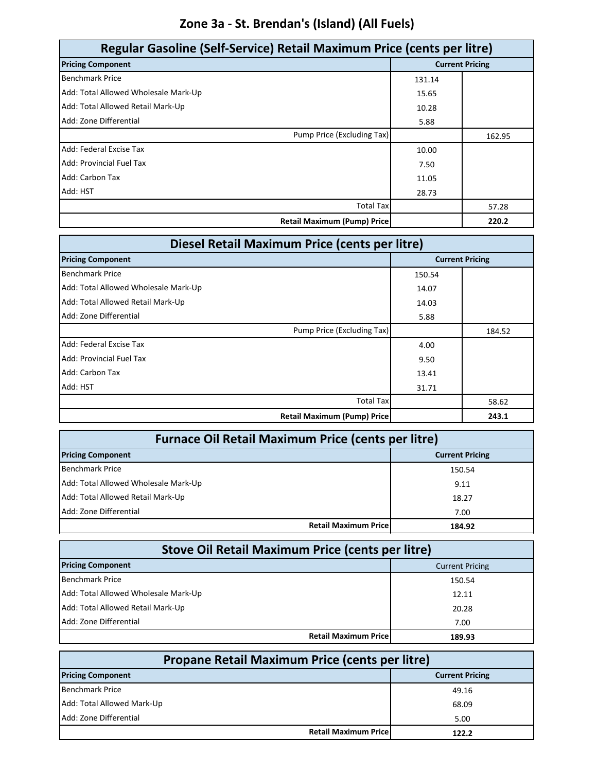# Zone 3a - St. Brendan's (Island) (All Fuels)

## Regular Gasoline (Self-Service) Retail Maximum Price (cents per litre)

| Pricing Component | Current Pricing | |
|---|---|---|
| Benchmark Price | 131.14 | |
| Add: Total Allowed Wholesale Mark-Up | 15.65 | |
| Add: Total Allowed Retail Mark-Up | 10.28 | |
| Add: Zone Differential | 5.88 | |
| Pump Price (Excluding Tax) | | 162.95 |
| Add: Federal Excise Tax | 10.00 | |
| Add: Provincial Fuel Tax | 7.50 | |
| Add: Carbon Tax | 11.05 | |
| Add: HST | 28.73 | |
| Total Tax | | 57.28 |
| **Retail Maximum (Pump) Price** | | **220.2** |

## Diesel Retail Maximum Price (cents per litre)

| Pricing Component | Current Pricing | |
|---|---|---|
| Benchmark Price | 150.54 | |
| Add: Total Allowed Wholesale Mark-Up | 14.07 | |
| Add: Total Allowed Retail Mark-Up | 14.03 | |
| Add: Zone Differential | 5.88 | |
| Pump Price (Excluding Tax) | | 184.52 |
| Add: Federal Excise Tax | 4.00 | |
| Add: Provincial Fuel Tax | 9.50 | |
| Add: Carbon Tax | 13.41 | |
| Add: HST | 31.71 | |
| Total Tax | | 58.62 |
| **Retail Maximum (Pump) Price** | | **243.1** |

## Furnace Oil Retail Maximum Price (cents per litre)

| Pricing Component | Current Pricing |
|---|---|
| Benchmark Price | 150.54 |
| Add: Total Allowed Wholesale Mark-Up | 9.11 |
| Add: Total Allowed Retail Mark-Up | 18.27 |
| Add: Zone Differential | 7.00 |
| **Retail Maximum Price** | **184.92** |

## Stove Oil Retail Maximum Price (cents per litre)

| Pricing Component | Current Pricing |
|---|---|
| Benchmark Price | 150.54 |
| Add: Total Allowed Wholesale Mark-Up | 12.11 |
| Add: Total Allowed Retail Mark-Up | 20.28 |
| Add: Zone Differential | 7.00 |
| **Retail Maximum Price** | **189.93** |

## Propane Retail Maximum Price (cents per litre)

| Pricing Component | Current Pricing |
|---|---|
| Benchmark Price | 49.16 |
| Add: Total Allowed Mark-Up | 68.09 |
| Add: Zone Differential | 5.00 |
| **Retail Maximum Price** | **122.2** |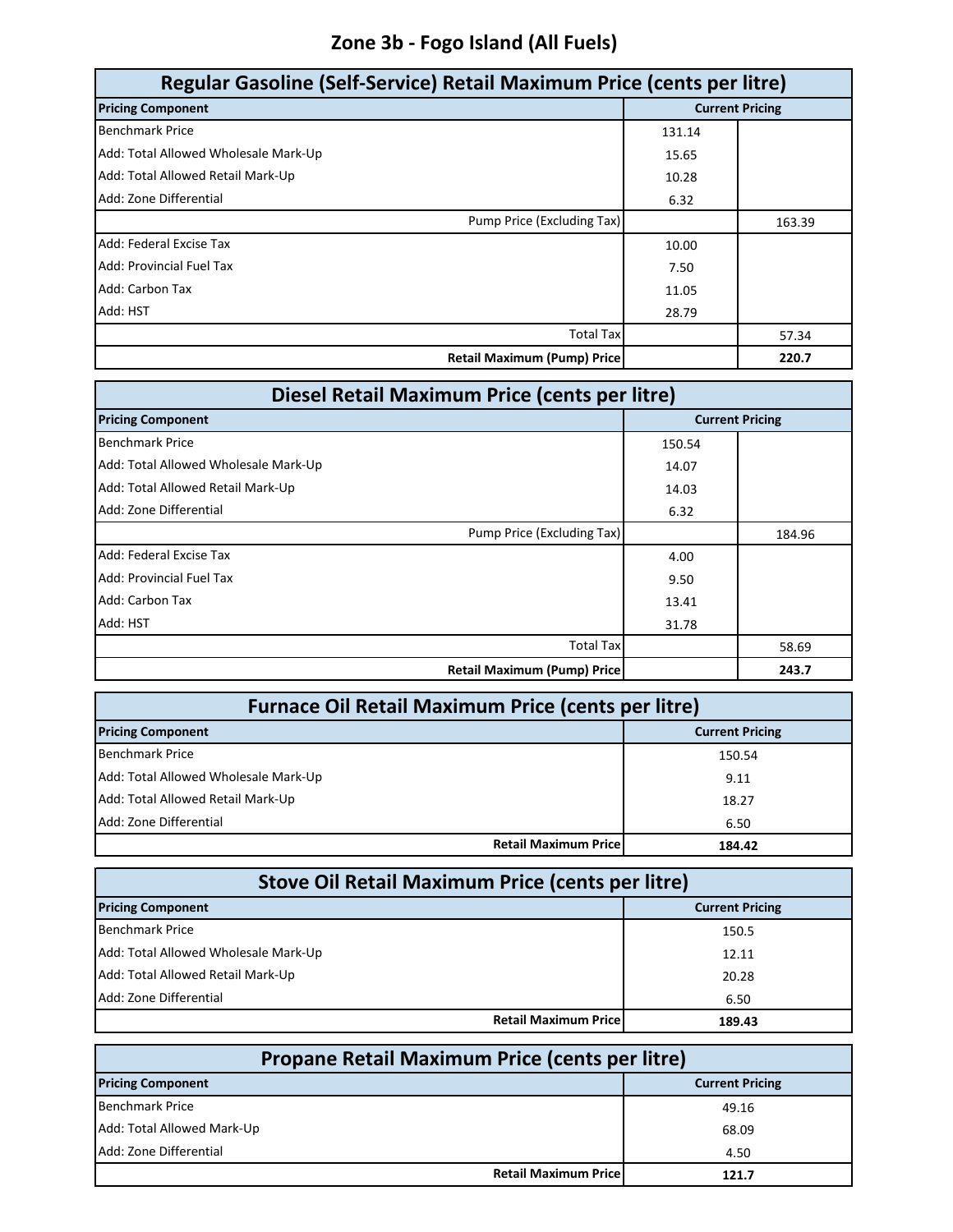# Zone 3b - Fogo Island (All Fuels)

| Regular Gasoline (Self-Service) Retail Maximum Price (cents per litre) | | |
|---|---|---|
| **Pricing Component** | **Current Pricing** | |
| Benchmark Price | 131.14 | |
| Add: Total Allowed Wholesale Mark-Up | 15.65 | |
| Add: Total Allowed Retail Mark-Up | 10.28 | |
| Add: Zone Differential | 6.32 | |
| Pump Price (Excluding Tax) | | 163.39 |
| Add: Federal Excise Tax | 10.00 | |
| Add: Provincial Fuel Tax | 7.50 | |
| Add: Carbon Tax | 11.05 | |
| Add: HST | 28.79 | |
| Total Tax | | 57.34 |
| **Retail Maximum (Pump) Price** | | **220.7** |

| Diesel Retail Maximum Price (cents per litre) | | |
|---|---|---|
| **Pricing Component** | **Current Pricing** | |
| Benchmark Price | 150.54 | |
| Add: Total Allowed Wholesale Mark-Up | 14.07 | |
| Add: Total Allowed Retail Mark-Up | 14.03 | |
| Add: Zone Differential | 6.32 | |
| Pump Price (Excluding Tax) | | 184.96 |
| Add: Federal Excise Tax | 4.00 | |
| Add: Provincial Fuel Tax | 9.50 | |
| Add: Carbon Tax | 13.41 | |
| Add: HST | 31.78 | |
| Total Tax | | 58.69 |
| **Retail Maximum (Pump) Price** | | **243.7** |

| Furnace Oil Retail Maximum Price (cents per litre) | |
|---|---|
| **Pricing Component** | **Current Pricing** |
| Benchmark Price | 150.54 |
| Add: Total Allowed Wholesale Mark-Up | 9.11 |
| Add: Total Allowed Retail Mark-Up | 18.27 |
| Add: Zone Differential | 6.50 |
| **Retail Maximum Price** | **184.42** |

| Stove Oil Retail Maximum Price (cents per litre) | |
|---|---|
| **Pricing Component** | **Current Pricing** |
| Benchmark Price | 150.5 |
| Add: Total Allowed Wholesale Mark-Up | 12.11 |
| Add: Total Allowed Retail Mark-Up | 20.28 |
| Add: Zone Differential | 6.50 |
| **Retail Maximum Price** | **189.43** |

| Propane Retail Maximum Price (cents per litre) | |
|---|---|
| **Pricing Component** | **Current Pricing** |
| Benchmark Price | 49.16 |
| Add: Total Allowed Mark-Up | 68.09 |
| Add: Zone Differential | 4.50 |
| **Retail Maximum Price** | **121.7** |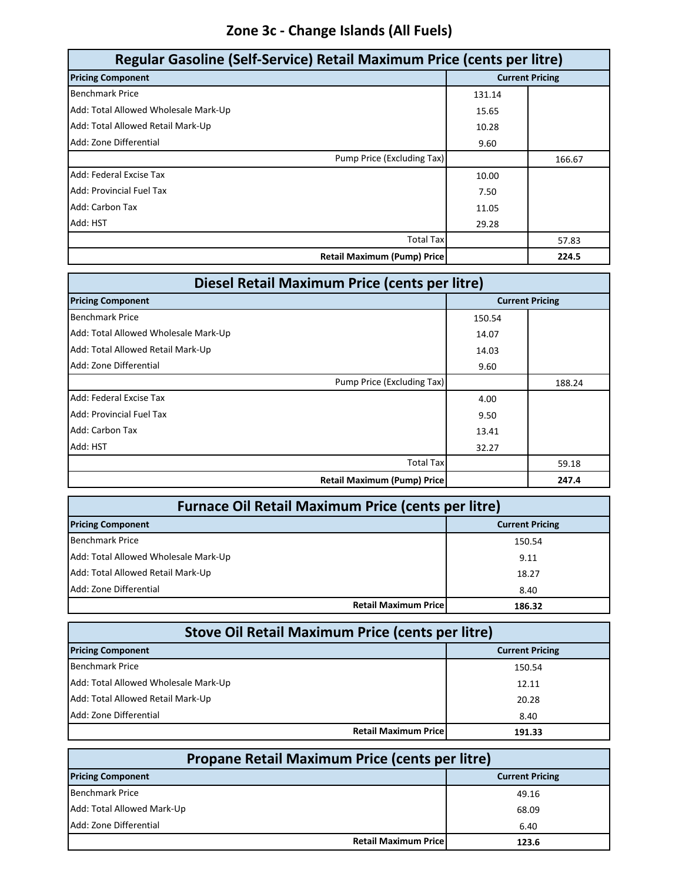# Zone 3c - Change Islands (All Fuels)

## Regular Gasoline (Self-Service) Retail Maximum Price (cents per litre)

| Pricing Component | Current Pricing | |
|---|---|---|
| Benchmark Price | 131.14 | |
| Add: Total Allowed Wholesale Mark-Up | 15.65 | |
| Add: Total Allowed Retail Mark-Up | 10.28 | |
| Add: Zone Differential | 9.60 | |
| Pump Price (Excluding Tax) | | 166.67 |
| Add: Federal Excise Tax | 10.00 | |
| Add: Provincial Fuel Tax | 7.50 | |
| Add: Carbon Tax | 11.05 | |
| Add: HST | 29.28 | |
| Total Tax | | 57.83 |
| **Retail Maximum (Pump) Price** | | **224.5** |

## Diesel Retail Maximum Price (cents per litre)

| Pricing Component | Current Pricing | |
|---|---|---|
| Benchmark Price | 150.54 | |
| Add: Total Allowed Wholesale Mark-Up | 14.07 | |
| Add: Total Allowed Retail Mark-Up | 14.03 | |
| Add: Zone Differential | 9.60 | |
| Pump Price (Excluding Tax) | | 188.24 |
| Add: Federal Excise Tax | 4.00 | |
| Add: Provincial Fuel Tax | 9.50 | |
| Add: Carbon Tax | 13.41 | |
| Add: HST | 32.27 | |
| Total Tax | | 59.18 |
| **Retail Maximum (Pump) Price** | | **247.4** |

## Furnace Oil Retail Maximum Price (cents per litre)

| Pricing Component | Current Pricing |
|---|---|
| Benchmark Price | 150.54 |
| Add: Total Allowed Wholesale Mark-Up | 9.11 |
| Add: Total Allowed Retail Mark-Up | 18.27 |
| Add: Zone Differential | 8.40 |
| **Retail Maximum Price** | **186.32** |

## Stove Oil Retail Maximum Price (cents per litre)

| Pricing Component | Current Pricing |
|---|---|
| Benchmark Price | 150.54 |
| Add: Total Allowed Wholesale Mark-Up | 12.11 |
| Add: Total Allowed Retail Mark-Up | 20.28 |
| Add: Zone Differential | 8.40 |
| **Retail Maximum Price** | **191.33** |

## Propane Retail Maximum Price (cents per litre)

| Pricing Component | Current Pricing |
|---|---|
| Benchmark Price | 49.16 |
| Add: Total Allowed Mark-Up | 68.09 |
| Add: Zone Differential | 6.40 |
| **Retail Maximum Price** | **123.6** |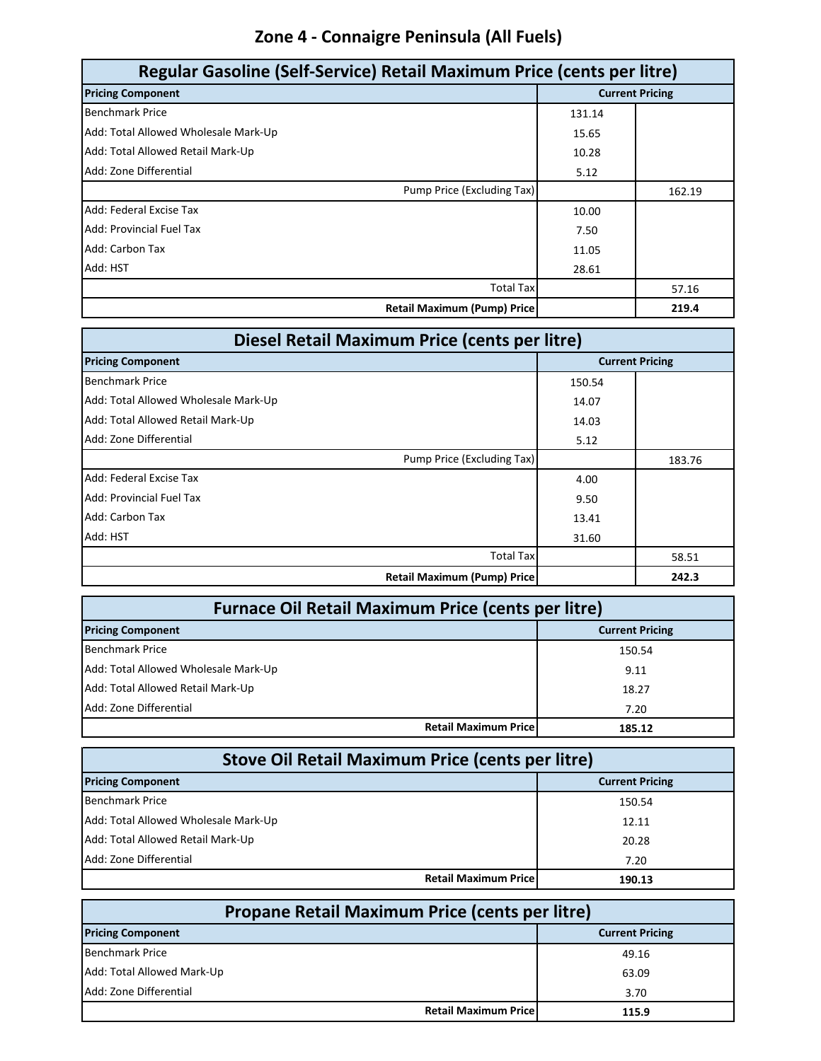# Zone 4 - Connaigre Peninsula (All Fuels)

| Regular Gasoline (Self-Service) Retail Maximum Price (cents per litre) | | |
|---|---|---|
| **Pricing Component** | **Current Pricing** | |
| Benchmark Price | 131.14 | |
| Add: Total Allowed Wholesale Mark-Up | 15.65 | |
| Add: Total Allowed Retail Mark-Up | 10.28 | |
| Add: Zone Differential | 5.12 | |
| Pump Price (Excluding Tax) | | 162.19 |
| Add: Federal Excise Tax | 10.00 | |
| Add: Provincial Fuel Tax | 7.50 | |
| Add: Carbon Tax | 11.05 | |
| Add: HST | 28.61 | |
| Total Tax | | 57.16 |
| **Retail Maximum (Pump) Price** | | **219.4** |

| Diesel Retail Maximum Price (cents per litre) | | |
|---|---|---|
| **Pricing Component** | **Current Pricing** | |
| Benchmark Price | 150.54 | |
| Add: Total Allowed Wholesale Mark-Up | 14.07 | |
| Add: Total Allowed Retail Mark-Up | 14.03 | |
| Add: Zone Differential | 5.12 | |
| Pump Price (Excluding Tax) | | 183.76 |
| Add: Federal Excise Tax | 4.00 | |
| Add: Provincial Fuel Tax | 9.50 | |
| Add: Carbon Tax | 13.41 | |
| Add: HST | 31.60 | |
| Total Tax | | 58.51 |
| **Retail Maximum (Pump) Price** | | **242.3** |

| Furnace Oil Retail Maximum Price (cents per litre) | |
|---|---|
| **Pricing Component** | **Current Pricing** |
| Benchmark Price | 150.54 |
| Add: Total Allowed Wholesale Mark-Up | 9.11 |
| Add: Total Allowed Retail Mark-Up | 18.27 |
| Add: Zone Differential | 7.20 |
| **Retail Maximum Price** | **185.12** |

| Stove Oil Retail Maximum Price (cents per litre) | |
|---|---|
| **Pricing Component** | **Current Pricing** |
| Benchmark Price | 150.54 |
| Add: Total Allowed Wholesale Mark-Up | 12.11 |
| Add: Total Allowed Retail Mark-Up | 20.28 |
| Add: Zone Differential | 7.20 |
| **Retail Maximum Price** | **190.13** |

| Propane Retail Maximum Price (cents per litre) | |
|---|---|
| **Pricing Component** | **Current Pricing** |
| Benchmark Price | 49.16 |
| Add: Total Allowed Mark-Up | 63.09 |
| Add: Zone Differential | 3.70 |
| **Retail Maximum Price** | **115.9** |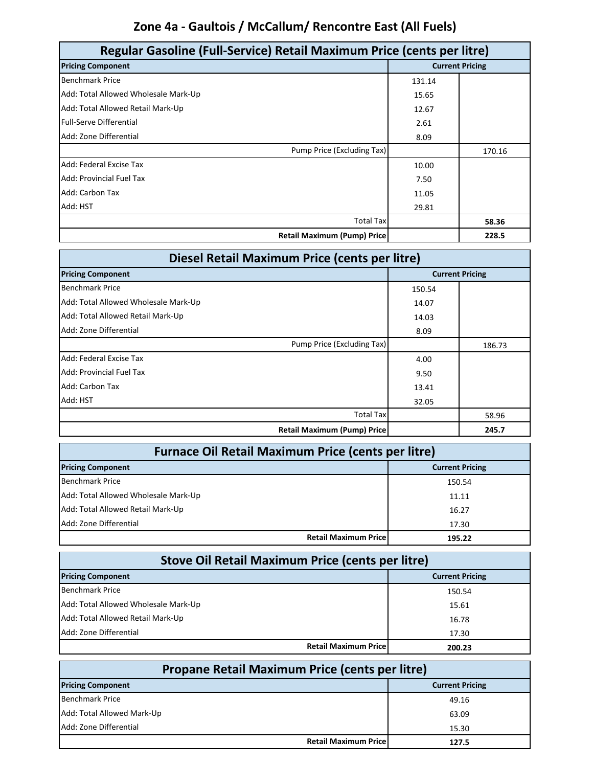## Zone 4a - Gaultois / McCallum/ Rencontre East (All Fuels)

### Regular Gasoline (Full-Service) Retail Maximum Price (cents per litre)

| Pricing Component | Current Pricing | |
|---|---|---|
| Benchmark Price | 131.14 | |
| Add: Total Allowed Wholesale Mark-Up | 15.65 | |
| Add: Total Allowed Retail Mark-Up | 12.67 | |
| Full-Serve Differential | 2.61 | |
| Add: Zone Differential | 8.09 | |
| Pump Price (Excluding Tax) | | 170.16 |
| Add: Federal Excise Tax | 10.00 | |
| Add: Provincial Fuel Tax | 7.50 | |
| Add: Carbon Tax | 11.05 | |
| Add: HST | 29.81 | |
| Total Tax | | **58.36** |
| **Retail Maximum (Pump) Price** | | **228.5** |

### Diesel Retail Maximum Price (cents per litre)

| Pricing Component | Current Pricing | |
|---|---|---|
| Benchmark Price | 150.54 | |
| Add: Total Allowed Wholesale Mark-Up | 14.07 | |
| Add: Total Allowed Retail Mark-Up | 14.03 | |
| Add: Zone Differential | 8.09 | |
| Pump Price (Excluding Tax) | | 186.73 |
| Add: Federal Excise Tax | 4.00 | |
| Add: Provincial Fuel Tax | 9.50 | |
| Add: Carbon Tax | 13.41 | |
| Add: HST | 32.05 | |
| Total Tax | | 58.96 |
| **Retail Maximum (Pump) Price** | | **245.7** |

### Furnace Oil Retail Maximum Price (cents per litre)

| Pricing Component | Current Pricing |
|---|---|
| Benchmark Price | 150.54 |
| Add: Total Allowed Wholesale Mark-Up | 11.11 |
| Add: Total Allowed Retail Mark-Up | 16.27 |
| Add: Zone Differential | 17.30 |
| **Retail Maximum Price** | **195.22** |

### Stove Oil Retail Maximum Price (cents per litre)

| Pricing Component | Current Pricing |
|---|---|
| Benchmark Price | 150.54 |
| Add: Total Allowed Wholesale Mark-Up | 15.61 |
| Add: Total Allowed Retail Mark-Up | 16.78 |
| Add: Zone Differential | 17.30 |
| **Retail Maximum Price** | **200.23** |

### Propane Retail Maximum Price (cents per litre)

| Pricing Component | Current Pricing |
|---|---|
| Benchmark Price | 49.16 |
| Add: Total Allowed Mark-Up | 63.09 |
| Add: Zone Differential | 15.30 |
| **Retail Maximum Price** | **127.5** |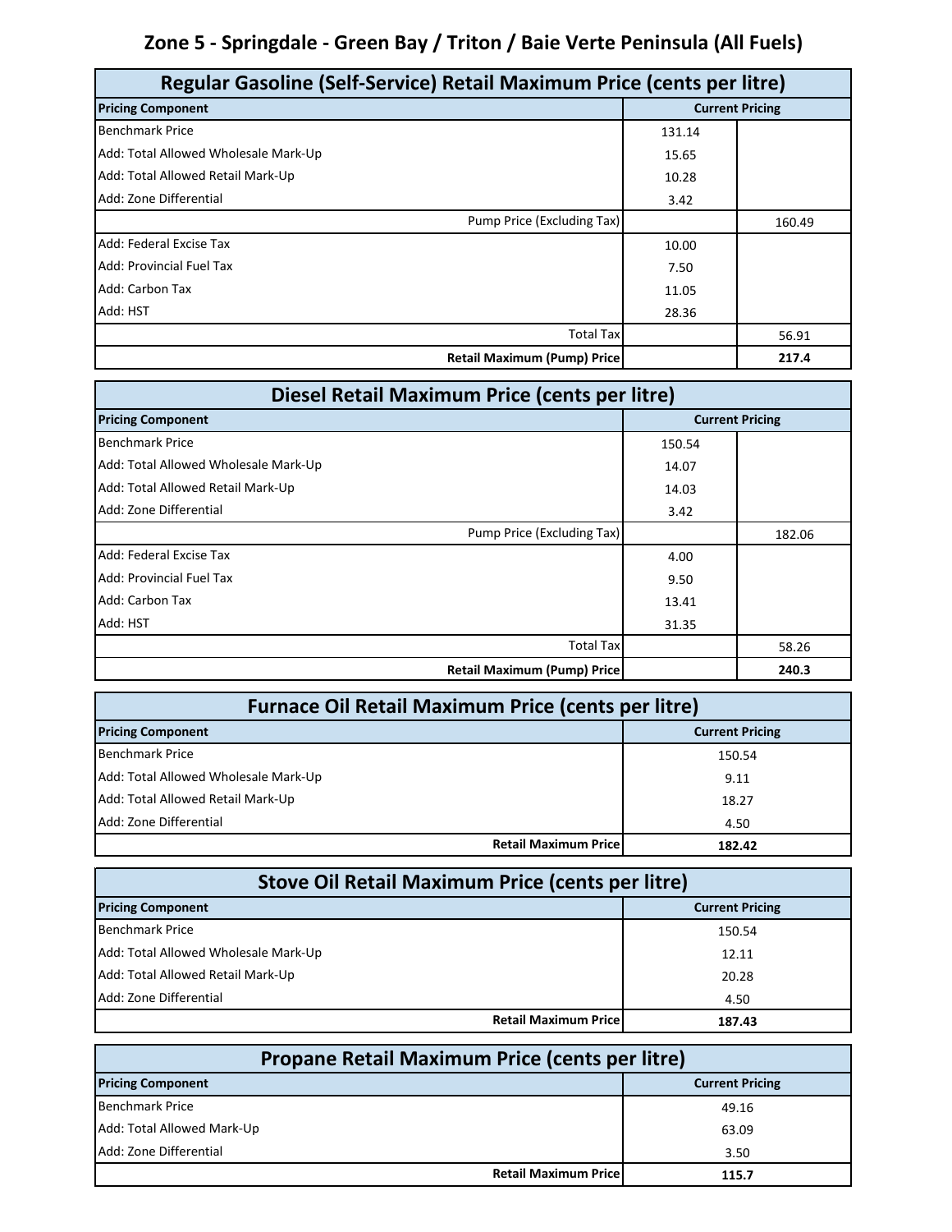# Zone 5 - Springdale - Green Bay / Triton / Baie Verte Peninsula (All Fuels)

## Regular Gasoline (Self-Service) Retail Maximum Price (cents per litre)

| Pricing Component | Current Pricing | |
|---|---|---|
| Benchmark Price | 131.14 | |
| Add: Total Allowed Wholesale Mark-Up | 15.65 | |
| Add: Total Allowed Retail Mark-Up | 10.28 | |
| Add: Zone Differential | 3.42 | |
| Pump Price (Excluding Tax) | | 160.49 |
| Add: Federal Excise Tax | 10.00 | |
| Add: Provincial Fuel Tax | 7.50 | |
| Add: Carbon Tax | 11.05 | |
| Add: HST | 28.36 | |
| Total Tax | | 56.91 |
| **Retail Maximum (Pump) Price** | | **217.4** |

## Diesel Retail Maximum Price (cents per litre)

| Pricing Component | Current Pricing | |
|---|---|---|
| Benchmark Price | 150.54 | |
| Add: Total Allowed Wholesale Mark-Up | 14.07 | |
| Add: Total Allowed Retail Mark-Up | 14.03 | |
| Add: Zone Differential | 3.42 | |
| Pump Price (Excluding Tax) | | 182.06 |
| Add: Federal Excise Tax | 4.00 | |
| Add: Provincial Fuel Tax | 9.50 | |
| Add: Carbon Tax | 13.41 | |
| Add: HST | 31.35 | |
| Total Tax | | 58.26 |
| **Retail Maximum (Pump) Price** | | **240.3** |

## Furnace Oil Retail Maximum Price (cents per litre)

| Pricing Component | Current Pricing |
|---|---|
| Benchmark Price | 150.54 |
| Add: Total Allowed Wholesale Mark-Up | 9.11 |
| Add: Total Allowed Retail Mark-Up | 18.27 |
| Add: Zone Differential | 4.50 |
| **Retail Maximum Price** | **182.42** |

## Stove Oil Retail Maximum Price (cents per litre)

| Pricing Component | Current Pricing |
|---|---|
| Benchmark Price | 150.54 |
| Add: Total Allowed Wholesale Mark-Up | 12.11 |
| Add: Total Allowed Retail Mark-Up | 20.28 |
| Add: Zone Differential | 4.50 |
| **Retail Maximum Price** | **187.43** |

## Propane Retail Maximum Price (cents per litre)

| Pricing Component | Current Pricing |
|---|---|
| Benchmark Price | 49.16 |
| Add: Total Allowed Mark-Up | 63.09 |
| Add: Zone Differential | 3.50 |
| **Retail Maximum Price** | **115.7** |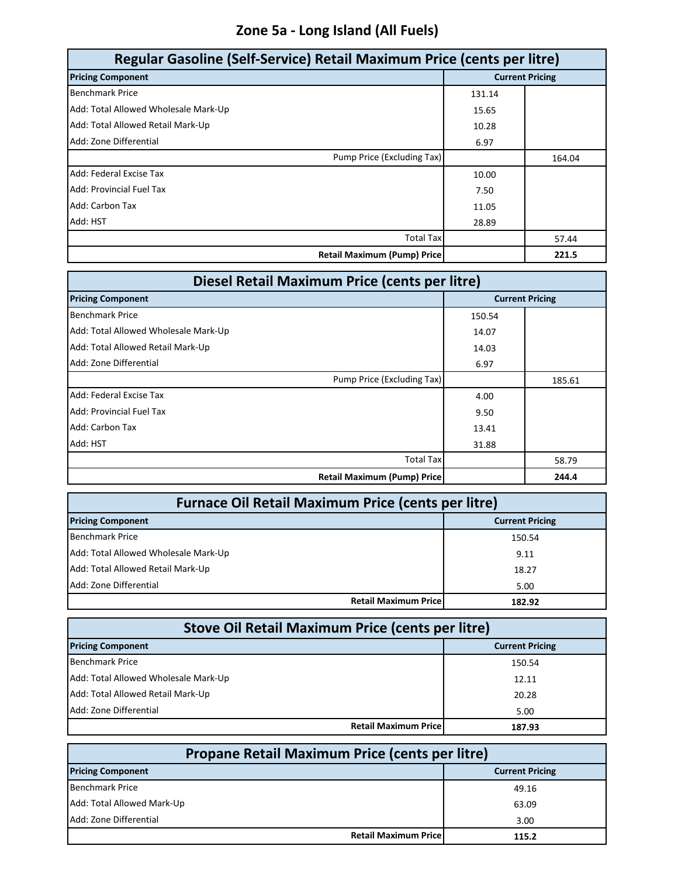# Zone 5a - Long Island (All Fuels)

## Regular Gasoline (Self-Service) Retail Maximum Price (cents per litre)

| Pricing Component | Current Pricing | |
|---|---|---|
| Benchmark Price | 131.14 | |
| Add: Total Allowed Wholesale Mark-Up | 15.65 | |
| Add: Total Allowed Retail Mark-Up | 10.28 | |
| Add: Zone Differential | 6.97 | |
| Pump Price (Excluding Tax) | | 164.04 |
| Add: Federal Excise Tax | 10.00 | |
| Add: Provincial Fuel Tax | 7.50 | |
| Add: Carbon Tax | 11.05 | |
| Add: HST | 28.89 | |
| Total Tax | | 57.44 |
| **Retail Maximum (Pump) Price** | | **221.5** |

## Diesel Retail Maximum Price (cents per litre)

| Pricing Component | Current Pricing | |
|---|---|---|
| Benchmark Price | 150.54 | |
| Add: Total Allowed Wholesale Mark-Up | 14.07 | |
| Add: Total Allowed Retail Mark-Up | 14.03 | |
| Add: Zone Differential | 6.97 | |
| Pump Price (Excluding Tax) | | 185.61 |
| Add: Federal Excise Tax | 4.00 | |
| Add: Provincial Fuel Tax | 9.50 | |
| Add: Carbon Tax | 13.41 | |
| Add: HST | 31.88 | |
| Total Tax | | 58.79 |
| **Retail Maximum (Pump) Price** | | **244.4** |

## Furnace Oil Retail Maximum Price (cents per litre)

| Pricing Component | Current Pricing |
|---|---|
| Benchmark Price | 150.54 |
| Add: Total Allowed Wholesale Mark-Up | 9.11 |
| Add: Total Allowed Retail Mark-Up | 18.27 |
| Add: Zone Differential | 5.00 |
| **Retail Maximum Price** | **182.92** |

## Stove Oil Retail Maximum Price (cents per litre)

| Pricing Component | Current Pricing |
|---|---|
| Benchmark Price | 150.54 |
| Add: Total Allowed Wholesale Mark-Up | 12.11 |
| Add: Total Allowed Retail Mark-Up | 20.28 |
| Add: Zone Differential | 5.00 |
| **Retail Maximum Price** | **187.93** |

## Propane Retail Maximum Price (cents per litre)

| Pricing Component | Current Pricing |
|---|---|
| Benchmark Price | 49.16 |
| Add: Total Allowed Mark-Up | 63.09 |
| Add: Zone Differential | 3.00 |
| **Retail Maximum Price** | **115.2** |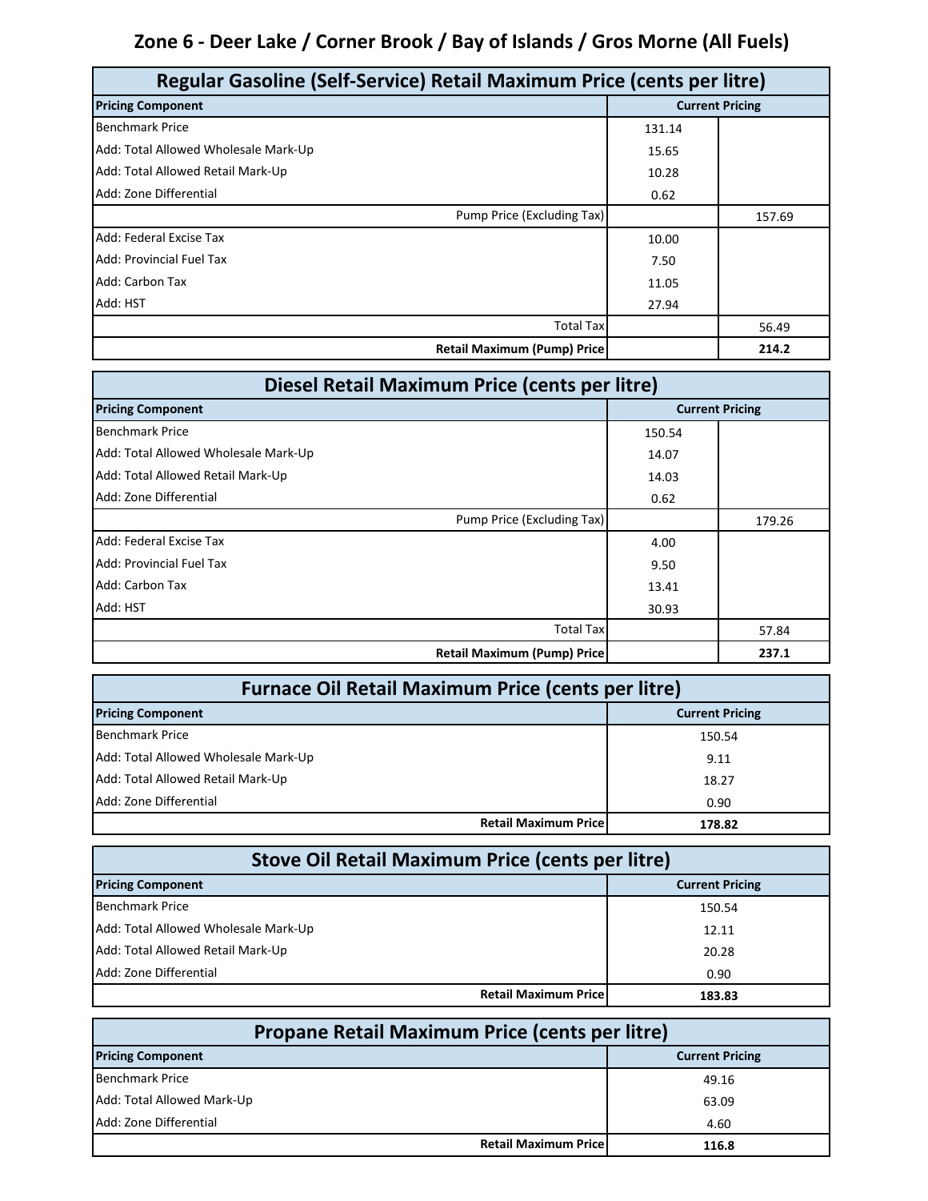# Zone 6 - Deer Lake / Corner Brook / Bay of Islands / Gros Morne (All Fuels)

## Regular Gasoline (Self-Service) Retail Maximum Price (cents per litre)

| Pricing Component | Current Pricing | |
|---|---|---|
| Benchmark Price | 131.14 | |
| Add: Total Allowed Wholesale Mark-Up | 15.65 | |
| Add: Total Allowed Retail Mark-Up | 10.28 | |
| Add: Zone Differential | 0.62 | |
| Pump Price (Excluding Tax) | | 157.69 |
| Add: Federal Excise Tax | 10.00 | |
| Add: Provincial Fuel Tax | 7.50 | |
| Add: Carbon Tax | 11.05 | |
| Add: HST | 27.94 | |
| Total Tax | | 56.49 |
| **Retail Maximum (Pump) Price** | | **214.2** |

## Diesel Retail Maximum Price (cents per litre)

| Pricing Component | Current Pricing | |
|---|---|---|
| Benchmark Price | 150.54 | |
| Add: Total Allowed Wholesale Mark-Up | 14.07 | |
| Add: Total Allowed Retail Mark-Up | 14.03 | |
| Add: Zone Differential | 0.62 | |
| Pump Price (Excluding Tax) | | 179.26 |
| Add: Federal Excise Tax | 4.00 | |
| Add: Provincial Fuel Tax | 9.50 | |
| Add: Carbon Tax | 13.41 | |
| Add: HST | 30.93 | |
| Total Tax | | 57.84 |
| **Retail Maximum (Pump) Price** | | **237.1** |

## Furnace Oil Retail Maximum Price (cents per litre)

| Pricing Component | Current Pricing |
|---|---|
| Benchmark Price | 150.54 |
| Add: Total Allowed Wholesale Mark-Up | 9.11 |
| Add: Total Allowed Retail Mark-Up | 18.27 |
| Add: Zone Differential | 0.90 |
| **Retail Maximum Price** | **178.82** |

## Stove Oil Retail Maximum Price (cents per litre)

| Pricing Component | Current Pricing |
|---|---|
| Benchmark Price | 150.54 |
| Add: Total Allowed Wholesale Mark-Up | 12.11 |
| Add: Total Allowed Retail Mark-Up | 20.28 |
| Add: Zone Differential | 0.90 |
| **Retail Maximum Price** | **183.83** |

## Propane Retail Maximum Price (cents per litre)

| Pricing Component | Current Pricing |
|---|---|
| Benchmark Price | 49.16 |
| Add: Total Allowed Mark-Up | 63.09 |
| Add: Zone Differential | 4.60 |
| **Retail Maximum Price** | **116.8** |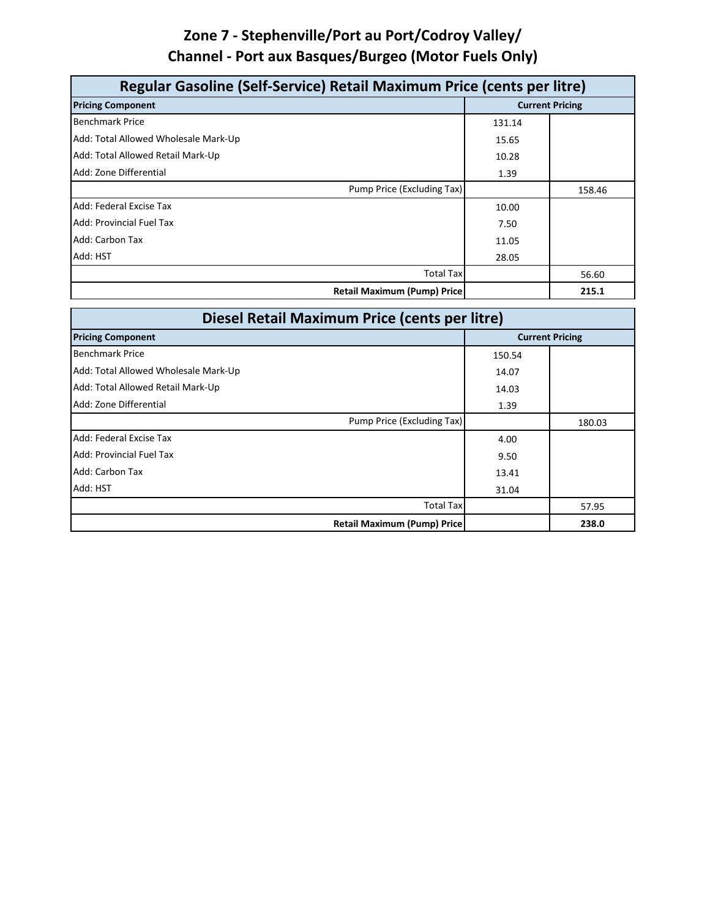# Zone 7 - Stephenville/Port au Port/Codroy Valley/ Channel - Port aux Basques/Burgeo (Motor Fuels Only)

| Regular Gasoline (Self-Service) Retail Maximum Price (cents per litre) | | |
|---|---|---|
| **Pricing Component** | **Current Pricing** | |
| Benchmark Price | 131.14 | |
| Add: Total Allowed Wholesale Mark-Up | 15.65 | |
| Add: Total Allowed Retail Mark-Up | 10.28 | |
| Add: Zone Differential | 1.39 | |
| Pump Price (Excluding Tax) | | 158.46 |
| Add: Federal Excise Tax | 10.00 | |
| Add: Provincial Fuel Tax | 7.50 | |
| Add: Carbon Tax | 11.05 | |
| Add: HST | 28.05 | |
| Total Tax | | 56.60 |
| **Retail Maximum (Pump) Price** | | **215.1** |

| Diesel Retail Maximum Price (cents per litre) | | |
|---|---|---|
| **Pricing Component** | **Current Pricing** | |
| Benchmark Price | 150.54 | |
| Add: Total Allowed Wholesale Mark-Up | 14.07 | |
| Add: Total Allowed Retail Mark-Up | 14.03 | |
| Add: Zone Differential | 1.39 | |
| Pump Price (Excluding Tax) | | 180.03 |
| Add: Federal Excise Tax | 4.00 | |
| Add: Provincial Fuel Tax | 9.50 | |
| Add: Carbon Tax | 13.41 | |
| Add: HST | 31.04 | |
| Total Tax | | 57.95 |
| **Retail Maximum (Pump) Price** | | **238.0** |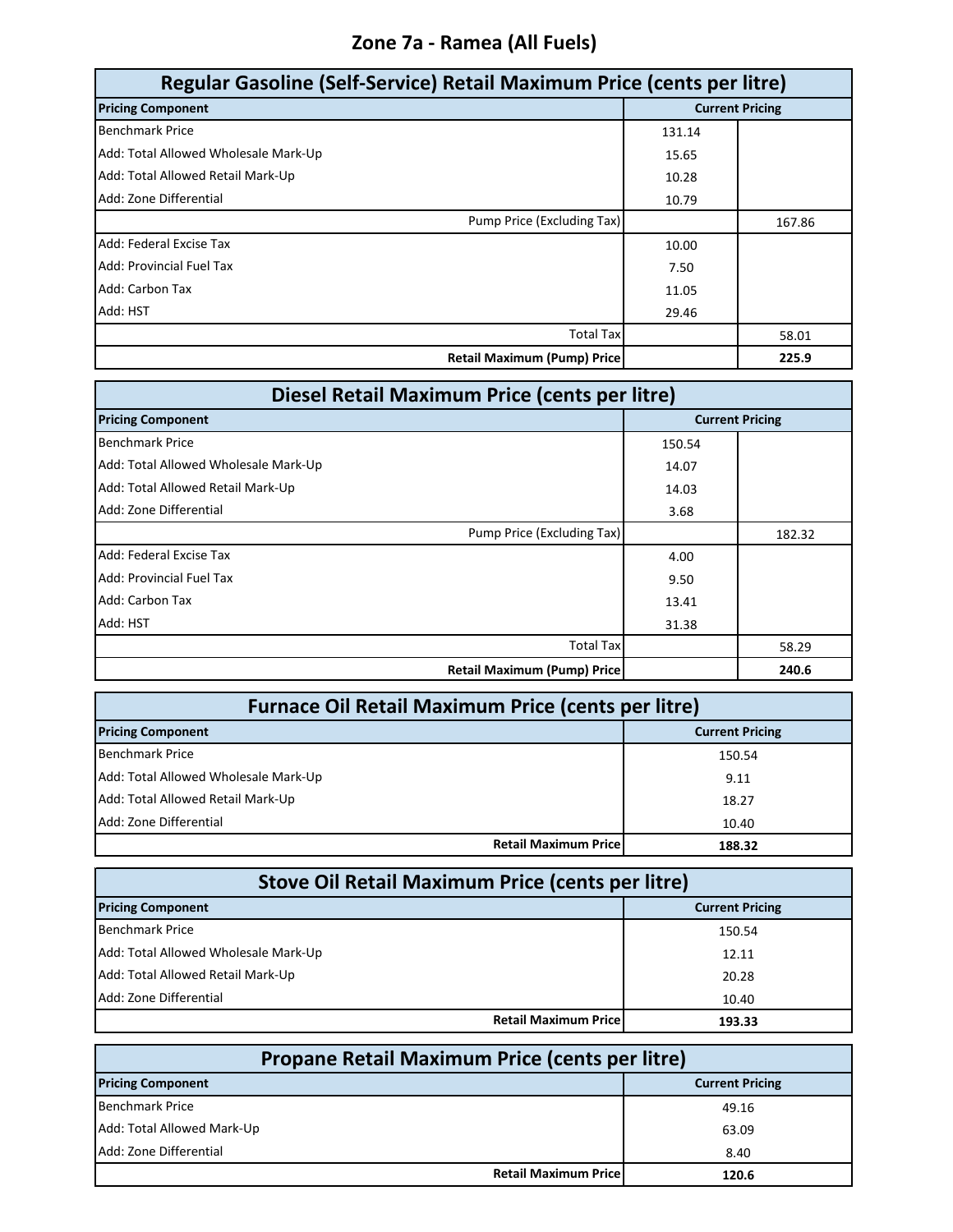# Zone 7a - Ramea (All Fuels)

## Regular Gasoline (Self-Service) Retail Maximum Price (cents per litre)

| Pricing Component | Current Pricing | |
|---|---|---|
| Benchmark Price | 131.14 | |
| Add: Total Allowed Wholesale Mark-Up | 15.65 | |
| Add: Total Allowed Retail Mark-Up | 10.28 | |
| Add: Zone Differential | 10.79 | |
| Pump Price (Excluding Tax) | | 167.86 |
| Add: Federal Excise Tax | 10.00 | |
| Add: Provincial Fuel Tax | 7.50 | |
| Add: Carbon Tax | 11.05 | |
| Add: HST | 29.46 | |
| Total Tax | | 58.01 |
| **Retail Maximum (Pump) Price** | | **225.9** |

## Diesel Retail Maximum Price (cents per litre)

| Pricing Component | Current Pricing | |
|---|---|---|
| Benchmark Price | 150.54 | |
| Add: Total Allowed Wholesale Mark-Up | 14.07 | |
| Add: Total Allowed Retail Mark-Up | 14.03 | |
| Add: Zone Differential | 3.68 | |
| Pump Price (Excluding Tax) | | 182.32 |
| Add: Federal Excise Tax | 4.00 | |
| Add: Provincial Fuel Tax | 9.50 | |
| Add: Carbon Tax | 13.41 | |
| Add: HST | 31.38 | |
| Total Tax | | 58.29 |
| **Retail Maximum (Pump) Price** | | **240.6** |

## Furnace Oil Retail Maximum Price (cents per litre)

| Pricing Component | Current Pricing |
|---|---|
| Benchmark Price | 150.54 |
| Add: Total Allowed Wholesale Mark-Up | 9.11 |
| Add: Total Allowed Retail Mark-Up | 18.27 |
| Add: Zone Differential | 10.40 |
| **Retail Maximum Price** | **188.32** |

## Stove Oil Retail Maximum Price (cents per litre)

| Pricing Component | Current Pricing |
|---|---|
| Benchmark Price | 150.54 |
| Add: Total Allowed Wholesale Mark-Up | 12.11 |
| Add: Total Allowed Retail Mark-Up | 20.28 |
| Add: Zone Differential | 10.40 |
| **Retail Maximum Price** | **193.33** |

## Propane Retail Maximum Price (cents per litre)

| Pricing Component | Current Pricing |
|---|---|
| Benchmark Price | 49.16 |
| Add: Total Allowed Mark-Up | 63.09 |
| Add: Zone Differential | 8.40 |
| **Retail Maximum Price** | **120.6** |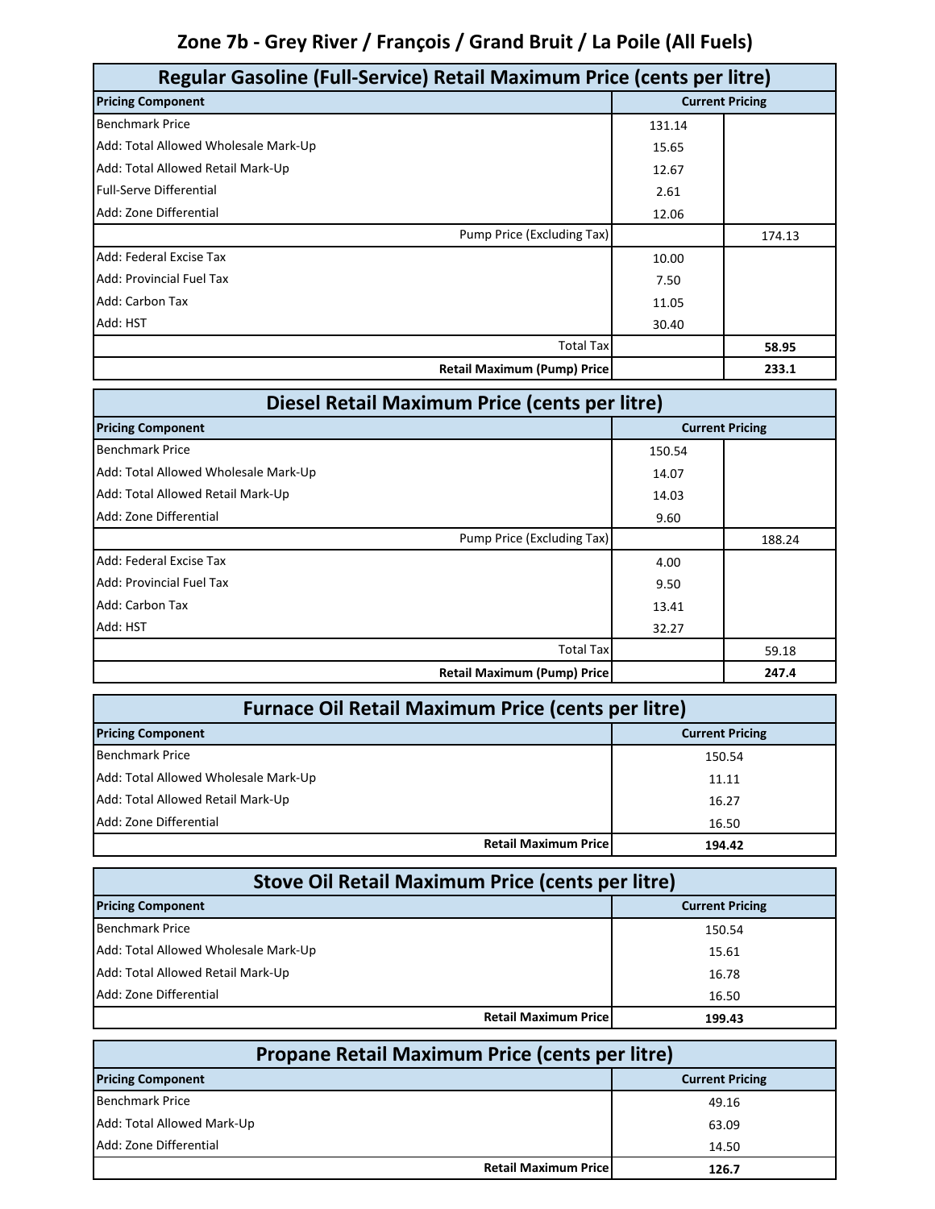## Zone 7b - Grey River / François / Grand Bruit / La Poile (All Fuels)

### Regular Gasoline (Full-Service) Retail Maximum Price (cents per litre)

| Pricing Component | Current Pricing | |
|---|---|---|
| Benchmark Price | 131.14 | |
| Add: Total Allowed Wholesale Mark-Up | 15.65 | |
| Add: Total Allowed Retail Mark-Up | 12.67 | |
| Full-Serve Differential | 2.61 | |
| Add: Zone Differential | 12.06 | |
| Pump Price (Excluding Tax) | | 174.13 |
| Add: Federal Excise Tax | 10.00 | |
| Add: Provincial Fuel Tax | 7.50 | |
| Add: Carbon Tax | 11.05 | |
| Add: HST | 30.40 | |
| Total Tax | | **58.95** |
| **Retail Maximum (Pump) Price** | | **233.1** |

### Diesel Retail Maximum Price (cents per litre)

| Pricing Component | Current Pricing | |
|---|---|---|
| Benchmark Price | 150.54 | |
| Add: Total Allowed Wholesale Mark-Up | 14.07 | |
| Add: Total Allowed Retail Mark-Up | 14.03 | |
| Add: Zone Differential | 9.60 | |
| Pump Price (Excluding Tax) | | 188.24 |
| Add: Federal Excise Tax | 4.00 | |
| Add: Provincial Fuel Tax | 9.50 | |
| Add: Carbon Tax | 13.41 | |
| Add: HST | 32.27 | |
| Total Tax | | 59.18 |
| **Retail Maximum (Pump) Price** | | **247.4** |

### Furnace Oil Retail Maximum Price (cents per litre)

| Pricing Component | Current Pricing |
|---|---|
| Benchmark Price | 150.54 |
| Add: Total Allowed Wholesale Mark-Up | 11.11 |
| Add: Total Allowed Retail Mark-Up | 16.27 |
| Add: Zone Differential | 16.50 |
| **Retail Maximum Price** | **194.42** |

### Stove Oil Retail Maximum Price (cents per litre)

| Pricing Component | Current Pricing |
|---|---|
| Benchmark Price | 150.54 |
| Add: Total Allowed Wholesale Mark-Up | 15.61 |
| Add: Total Allowed Retail Mark-Up | 16.78 |
| Add: Zone Differential | 16.50 |
| **Retail Maximum Price** | **199.43** |

### Propane Retail Maximum Price (cents per litre)

| Pricing Component | Current Pricing |
|---|---|
| Benchmark Price | 49.16 |
| Add: Total Allowed Mark-Up | 63.09 |
| Add: Zone Differential | 14.50 |
| **Retail Maximum Price** | **126.7** |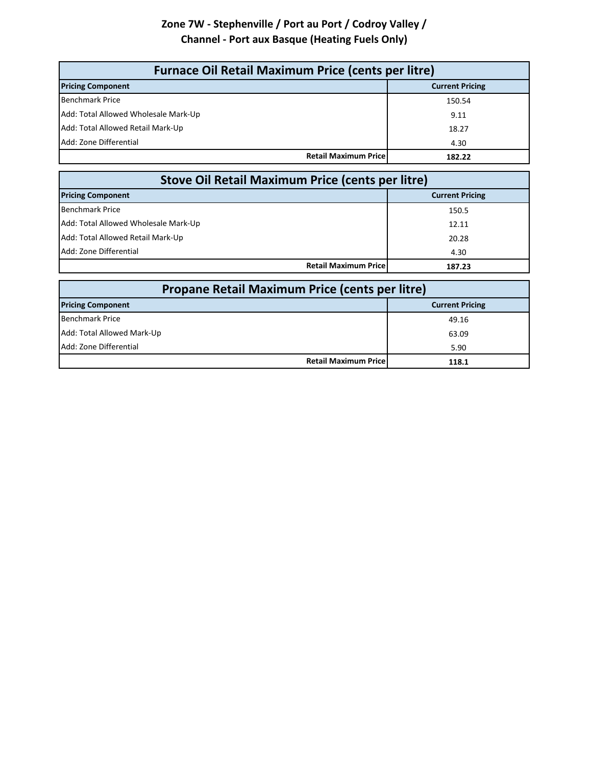# Zone 7W - Stephenville / Port au Port / Codroy Valley / Channel - Port aux Basque (Heating Fuels Only)

## Furnace Oil Retail Maximum Price (cents per litre)

| Pricing Component | Current Pricing |
|---|---|
| Benchmark Price | 150.54 |
| Add: Total Allowed Wholesale Mark-Up | 9.11 |
| Add: Total Allowed Retail Mark-Up | 18.27 |
| Add: Zone Differential | 4.30 |
| **Retail Maximum Price** | **182.22** |

## Stove Oil Retail Maximum Price (cents per litre)

| Pricing Component | Current Pricing |
|---|---|
| Benchmark Price | 150.5 |
| Add: Total Allowed Wholesale Mark-Up | 12.11 |
| Add: Total Allowed Retail Mark-Up | 20.28 |
| Add: Zone Differential | 4.30 |
| **Retail Maximum Price** | **187.23** |

## Propane Retail Maximum Price (cents per litre)

| Pricing Component | Current Pricing |
|---|---|
| Benchmark Price | 49.16 |
| Add: Total Allowed Mark-Up | 63.09 |
| Add: Zone Differential | 5.90 |
| **Retail Maximum Price** | **118.1** |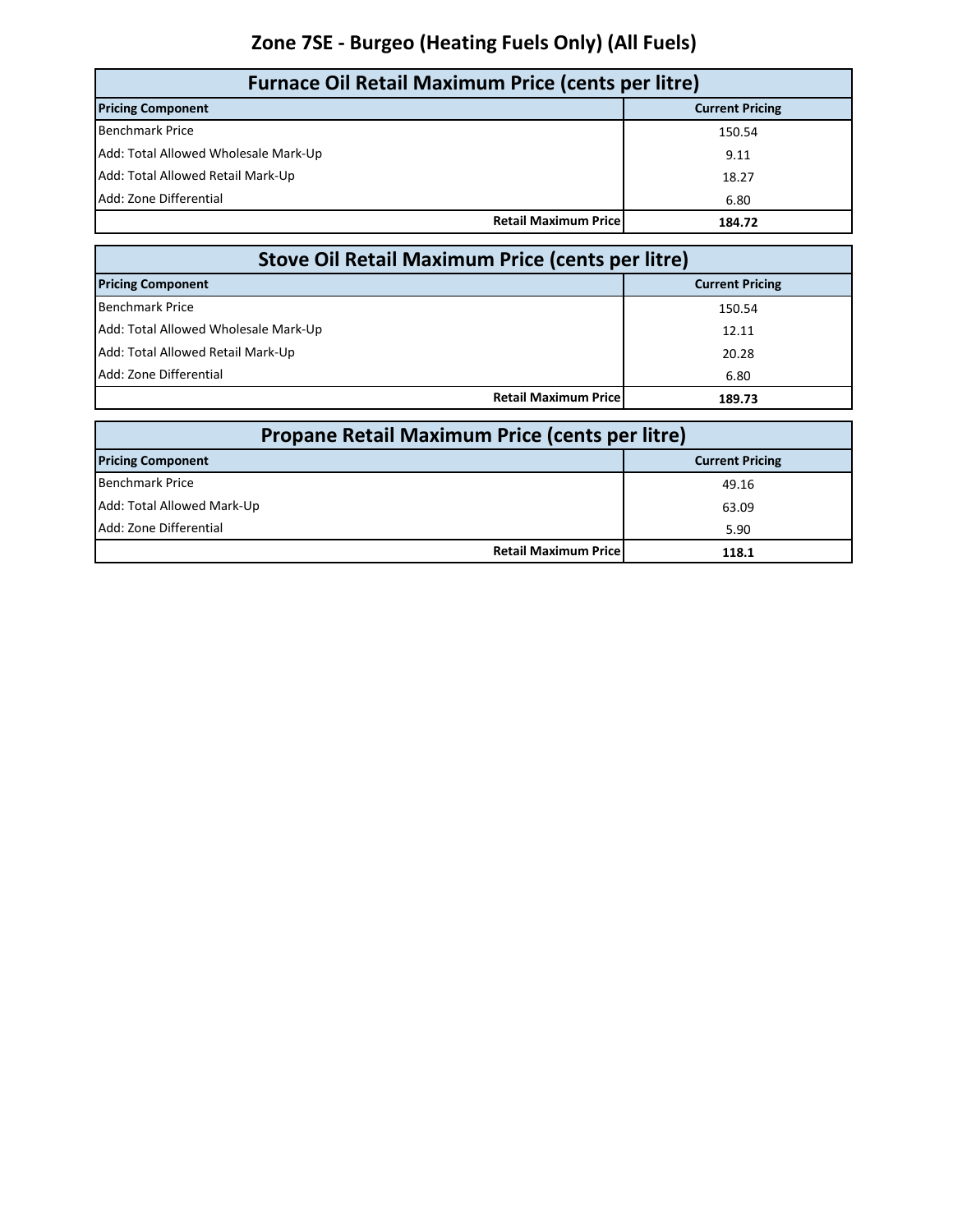# Zone 7SE - Burgeo (Heating Fuels Only) (All Fuels)

| Furnace Oil Retail Maximum Price (cents per litre) | |
|---|---|
| **Pricing Component** | **Current Pricing** |
| Benchmark Price | 150.54 |
| Add: Total Allowed Wholesale Mark-Up | 9.11 |
| Add: Total Allowed Retail Mark-Up | 18.27 |
| Add: Zone Differential | 6.80 |
| **Retail Maximum Price** | **184.72** |

| Stove Oil Retail Maximum Price (cents per litre) | |
|---|---|
| **Pricing Component** | **Current Pricing** |
| Benchmark Price | 150.54 |
| Add: Total Allowed Wholesale Mark-Up | 12.11 |
| Add: Total Allowed Retail Mark-Up | 20.28 |
| Add: Zone Differential | 6.80 |
| **Retail Maximum Price** | **189.73** |

| Propane Retail Maximum Price (cents per litre) | |
|---|---|
| **Pricing Component** | **Current Pricing** |
| Benchmark Price | 49.16 |
| Add: Total Allowed Mark-Up | 63.09 |
| Add: Zone Differential | 5.90 |
| **Retail Maximum Price** | **118.1** |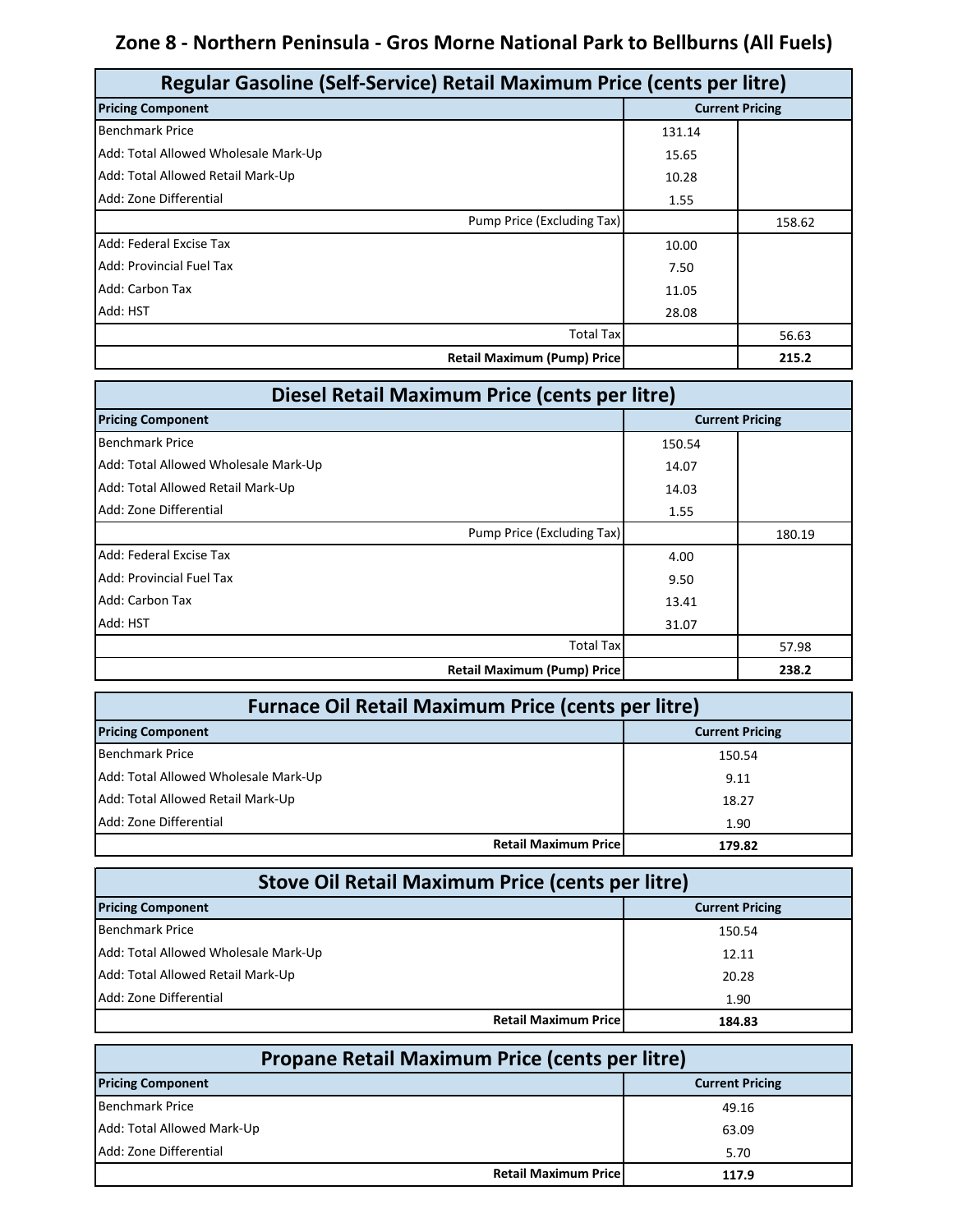# Zone 8 - Northern Peninsula - Gros Morne National Park to Bellburns (All Fuels)

## Regular Gasoline (Self-Service) Retail Maximum Price (cents per litre)

| Pricing Component | Current Pricing | |
|---|---|---|
| Benchmark Price | 131.14 | |
| Add: Total Allowed Wholesale Mark-Up | 15.65 | |
| Add: Total Allowed Retail Mark-Up | 10.28 | |
| Add: Zone Differential | 1.55 | |
| Pump Price (Excluding Tax) | | 158.62 |
| Add: Federal Excise Tax | 10.00 | |
| Add: Provincial Fuel Tax | 7.50 | |
| Add: Carbon Tax | 11.05 | |
| Add: HST | 28.08 | |
| Total Tax | | 56.63 |
| **Retail Maximum (Pump) Price** | | **215.2** |

## Diesel Retail Maximum Price (cents per litre)

| Pricing Component | Current Pricing | |
|---|---|---|
| Benchmark Price | 150.54 | |
| Add: Total Allowed Wholesale Mark-Up | 14.07 | |
| Add: Total Allowed Retail Mark-Up | 14.03 | |
| Add: Zone Differential | 1.55 | |
| Pump Price (Excluding Tax) | | 180.19 |
| Add: Federal Excise Tax | 4.00 | |
| Add: Provincial Fuel Tax | 9.50 | |
| Add: Carbon Tax | 13.41 | |
| Add: HST | 31.07 | |
| Total Tax | | 57.98 |
| **Retail Maximum (Pump) Price** | | **238.2** |

## Furnace Oil Retail Maximum Price (cents per litre)

| Pricing Component | Current Pricing |
|---|---|
| Benchmark Price | 150.54 |
| Add: Total Allowed Wholesale Mark-Up | 9.11 |
| Add: Total Allowed Retail Mark-Up | 18.27 |
| Add: Zone Differential | 1.90 |
| **Retail Maximum Price** | **179.82** |

## Stove Oil Retail Maximum Price (cents per litre)

| Pricing Component | Current Pricing |
|---|---|
| Benchmark Price | 150.54 |
| Add: Total Allowed Wholesale Mark-Up | 12.11 |
| Add: Total Allowed Retail Mark-Up | 20.28 |
| Add: Zone Differential | 1.90 |
| **Retail Maximum Price** | **184.83** |

## Propane Retail Maximum Price (cents per litre)

| Pricing Component | Current Pricing |
|---|---|
| Benchmark Price | 49.16 |
| Add: Total Allowed Mark-Up | 63.09 |
| Add: Zone Differential | 5.70 |
| **Retail Maximum Price** | **117.9** |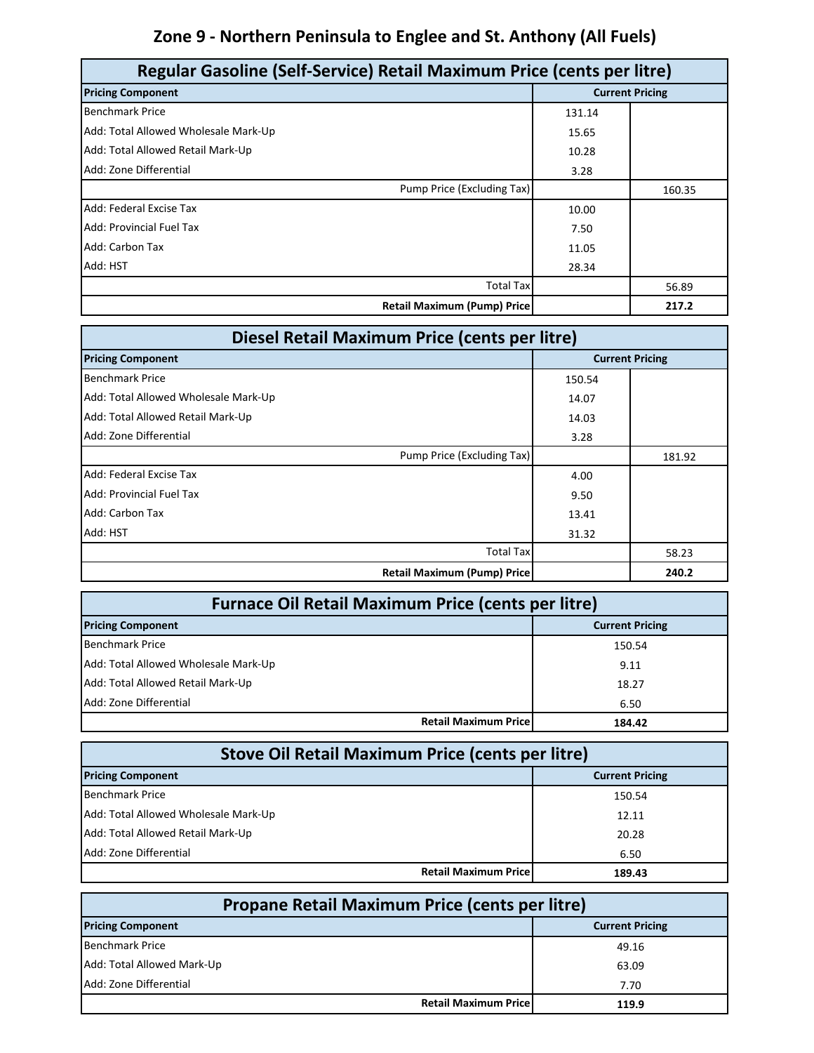## Zone 9 - Northern Peninsula to Englee and St. Anthony (All Fuels)

| Regular Gasoline (Self-Service) Retail Maximum Price (cents per litre) | | |
|---|---|---|
| **Pricing Component** | **Current Pricing** | |
| Benchmark Price | 131.14 | |
| Add: Total Allowed Wholesale Mark-Up | 15.65 | |
| Add: Total Allowed Retail Mark-Up | 10.28 | |
| Add: Zone Differential | 3.28 | |
| Pump Price (Excluding Tax) | | 160.35 |
| Add: Federal Excise Tax | 10.00 | |
| Add: Provincial Fuel Tax | 7.50 | |
| Add: Carbon Tax | 11.05 | |
| Add: HST | 28.34 | |
| Total Tax | | 56.89 |
| **Retail Maximum (Pump) Price** | | **217.2** |

| Diesel Retail Maximum Price (cents per litre) | | |
|---|---|---|
| **Pricing Component** | **Current Pricing** | |
| Benchmark Price | 150.54 | |
| Add: Total Allowed Wholesale Mark-Up | 14.07 | |
| Add: Total Allowed Retail Mark-Up | 14.03 | |
| Add: Zone Differential | 3.28 | |
| Pump Price (Excluding Tax) | | 181.92 |
| Add: Federal Excise Tax | 4.00 | |
| Add: Provincial Fuel Tax | 9.50 | |
| Add: Carbon Tax | 13.41 | |
| Add: HST | 31.32 | |
| Total Tax | | 58.23 |
| **Retail Maximum (Pump) Price** | | **240.2** |

| Furnace Oil Retail Maximum Price (cents per litre) | |
|---|---|
| **Pricing Component** | **Current Pricing** |
| Benchmark Price | 150.54 |
| Add: Total Allowed Wholesale Mark-Up | 9.11 |
| Add: Total Allowed Retail Mark-Up | 18.27 |
| Add: Zone Differential | 6.50 |
| **Retail Maximum Price** | **184.42** |

| Stove Oil Retail Maximum Price (cents per litre) | |
|---|---|
| **Pricing Component** | **Current Pricing** |
| Benchmark Price | 150.54 |
| Add: Total Allowed Wholesale Mark-Up | 12.11 |
| Add: Total Allowed Retail Mark-Up | 20.28 |
| Add: Zone Differential | 6.50 |
| **Retail Maximum Price** | **189.43** |

| Propane Retail Maximum Price (cents per litre) | |
|---|---|
| **Pricing Component** | **Current Pricing** |
| Benchmark Price | 49.16 |
| Add: Total Allowed Mark-Up | 63.09 |
| Add: Zone Differential | 7.70 |
| **Retail Maximum Price** | **119.9** |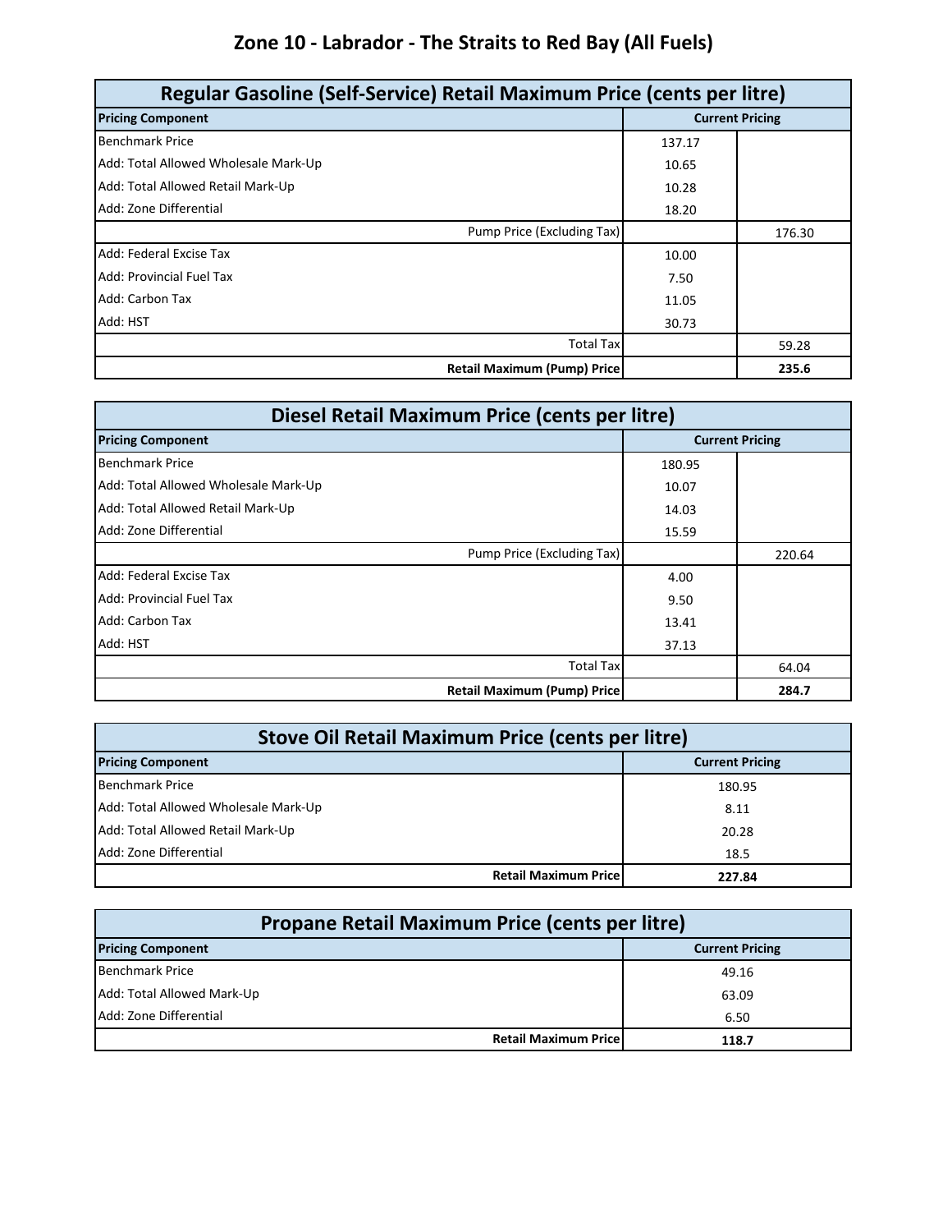# Zone 10 - Labrador - The Straits to Red Bay (All Fuels)

| Regular Gasoline (Self-Service) Retail Maximum Price (cents per litre) | | |
|---|---|---|
| **Pricing Component** | **Current Pricing** | |
| Benchmark Price | 137.17 | |
| Add: Total Allowed Wholesale Mark-Up | 10.65 | |
| Add: Total Allowed Retail Mark-Up | 10.28 | |
| Add: Zone Differential | 18.20 | |
| Pump Price (Excluding Tax) | | 176.30 |
| Add: Federal Excise Tax | 10.00 | |
| Add: Provincial Fuel Tax | 7.50 | |
| Add: Carbon Tax | 11.05 | |
| Add: HST | 30.73 | |
| Total Tax | | 59.28 |
| **Retail Maximum (Pump) Price** | | **235.6** |

| Diesel Retail Maximum Price (cents per litre) | | |
|---|---|---|
| **Pricing Component** | **Current Pricing** | |
| Benchmark Price | 180.95 | |
| Add: Total Allowed Wholesale Mark-Up | 10.07 | |
| Add: Total Allowed Retail Mark-Up | 14.03 | |
| Add: Zone Differential | 15.59 | |
| Pump Price (Excluding Tax) | | 220.64 |
| Add: Federal Excise Tax | 4.00 | |
| Add: Provincial Fuel Tax | 9.50 | |
| Add: Carbon Tax | 13.41 | |
| Add: HST | 37.13 | |
| Total Tax | | 64.04 |
| **Retail Maximum (Pump) Price** | | **284.7** |

| Stove Oil Retail Maximum Price (cents per litre) | |
|---|---|
| **Pricing Component** | **Current Pricing** |
| Benchmark Price | 180.95 |
| Add: Total Allowed Wholesale Mark-Up | 8.11 |
| Add: Total Allowed Retail Mark-Up | 20.28 |
| Add: Zone Differential | 18.5 |
| **Retail Maximum Price** | **227.84** |

| Propane Retail Maximum Price (cents per litre) | |
|---|---|
| **Pricing Component** | **Current Pricing** |
| Benchmark Price | 49.16 |
| Add: Total Allowed Mark-Up | 63.09 |
| Add: Zone Differential | 6.50 |
| **Retail Maximum Price** | **118.7** |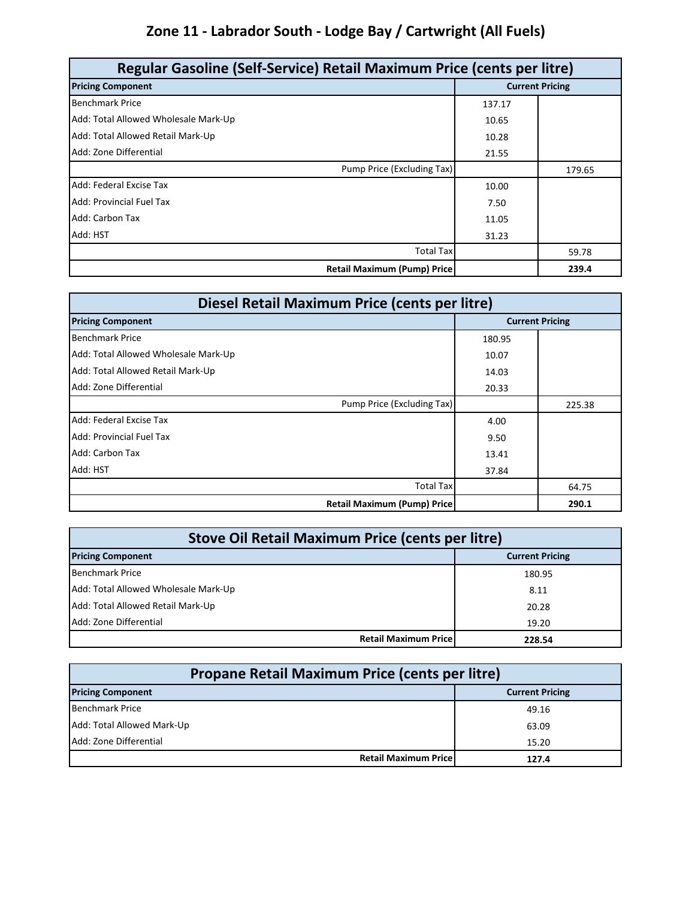# Zone 11 - Labrador South - Lodge Bay / Cartwright (All Fuels)

| Regular Gasoline (Self-Service) Retail Maximum Price (cents per litre) | | |
|---|---|---|
| **Pricing Component** | **Current Pricing** | |
| Benchmark Price | 137.17 | |
| Add: Total Allowed Wholesale Mark-Up | 10.65 | |
| Add: Total Allowed Retail Mark-Up | 10.28 | |
| Add: Zone Differential | 21.55 | |
| Pump Price (Excluding Tax) | | 179.65 |
| Add: Federal Excise Tax | 10.00 | |
| Add: Provincial Fuel Tax | 7.50 | |
| Add: Carbon Tax | 11.05 | |
| Add: HST | 31.23 | |
| Total Tax | | 59.78 |
| **Retail Maximum (Pump) Price** | | **239.4** |

| Diesel Retail Maximum Price (cents per litre) | | |
|---|---|---|
| **Pricing Component** | **Current Pricing** | |
| Benchmark Price | 180.95 | |
| Add: Total Allowed Wholesale Mark-Up | 10.07 | |
| Add: Total Allowed Retail Mark-Up | 14.03 | |
| Add: Zone Differential | 20.33 | |
| Pump Price (Excluding Tax) | | 225.38 |
| Add: Federal Excise Tax | 4.00 | |
| Add: Provincial Fuel Tax | 9.50 | |
| Add: Carbon Tax | 13.41 | |
| Add: HST | 37.84 | |
| Total Tax | | 64.75 |
| **Retail Maximum (Pump) Price** | | **290.1** |

| Stove Oil Retail Maximum Price (cents per litre) | |
|---|---|
| **Pricing Component** | **Current Pricing** |
| Benchmark Price | 180.95 |
| Add: Total Allowed Wholesale Mark-Up | 8.11 |
| Add: Total Allowed Retail Mark-Up | 20.28 |
| Add: Zone Differential | 19.20 |
| **Retail Maximum Price** | **228.54** |

| Propane Retail Maximum Price (cents per litre) | |
|---|---|
| **Pricing Component** | **Current Pricing** |
| Benchmark Price | 49.16 |
| Add: Total Allowed Mark-Up | 63.09 |
| Add: Zone Differential | 15.20 |
| **Retail Maximum Price** | **127.4** |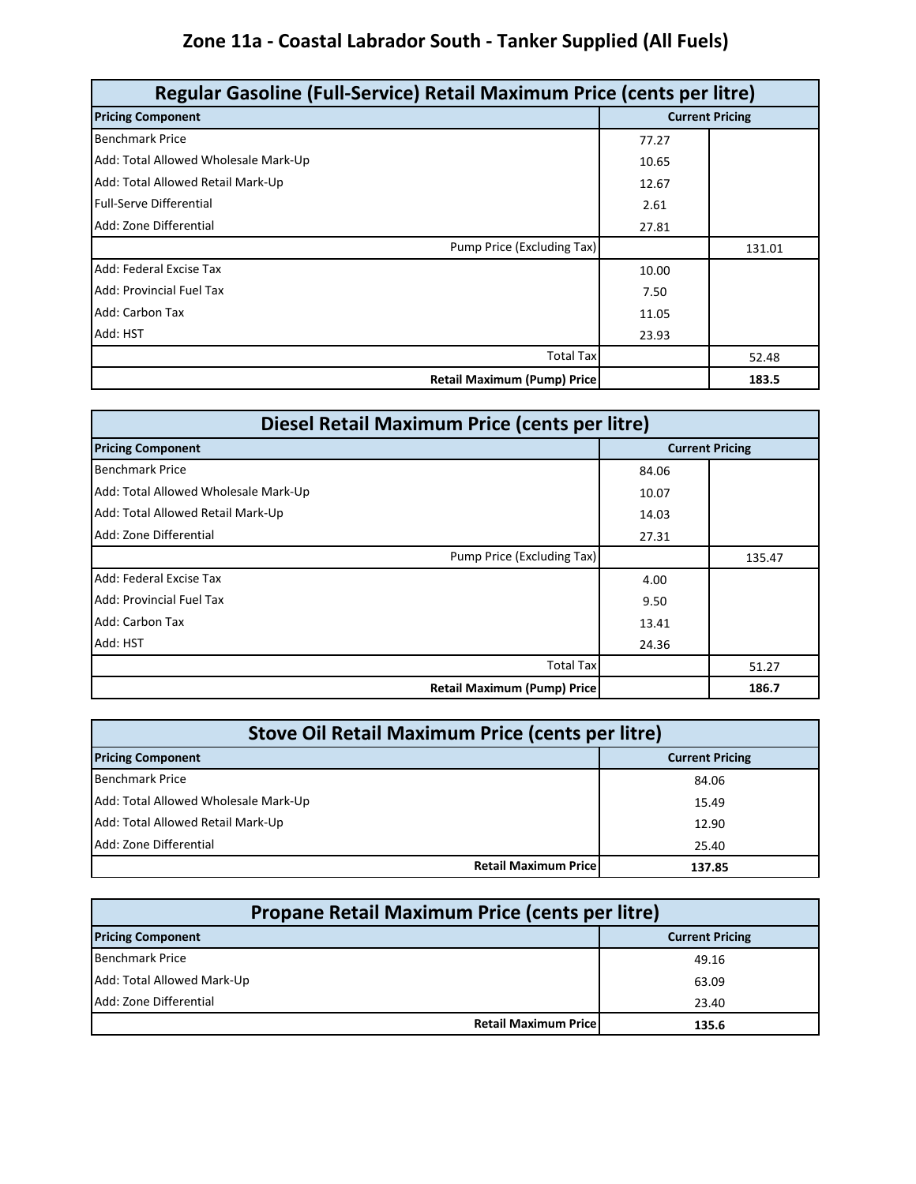# Zone 11a - Coastal Labrador South - Tanker Supplied (All Fuels)

| Regular Gasoline (Full-Service) Retail Maximum Price (cents per litre) | | |
|---|---|---|
| **Pricing Component** | **Current Pricing** | |
| Benchmark Price | 77.27 | |
| Add: Total Allowed Wholesale Mark-Up | 10.65 | |
| Add: Total Allowed Retail Mark-Up | 12.67 | |
| Full-Serve Differential | 2.61 | |
| Add: Zone Differential | 27.81 | |
| Pump Price (Excluding Tax) | | 131.01 |
| Add: Federal Excise Tax | 10.00 | |
| Add: Provincial Fuel Tax | 7.50 | |
| Add: Carbon Tax | 11.05 | |
| Add: HST | 23.93 | |
| Total Tax | | 52.48 |
| **Retail Maximum (Pump) Price** | | **183.5** |

| Diesel Retail Maximum Price (cents per litre) | | |
|---|---|---|
| **Pricing Component** | **Current Pricing** | |
| Benchmark Price | 84.06 | |
| Add: Total Allowed Wholesale Mark-Up | 10.07 | |
| Add: Total Allowed Retail Mark-Up | 14.03 | |
| Add: Zone Differential | 27.31 | |
| Pump Price (Excluding Tax) | | 135.47 |
| Add: Federal Excise Tax | 4.00 | |
| Add: Provincial Fuel Tax | 9.50 | |
| Add: Carbon Tax | 13.41 | |
| Add: HST | 24.36 | |
| Total Tax | | 51.27 |
| **Retail Maximum (Pump) Price** | | **186.7** |

| Stove Oil Retail Maximum Price (cents per litre) | |
|---|---|
| **Pricing Component** | **Current Pricing** |
| Benchmark Price | 84.06 |
| Add: Total Allowed Wholesale Mark-Up | 15.49 |
| Add: Total Allowed Retail Mark-Up | 12.90 |
| Add: Zone Differential | 25.40 |
| **Retail Maximum Price** | **137.85** |

| Propane Retail Maximum Price (cents per litre) | |
|---|---|
| **Pricing Component** | **Current Pricing** |
| Benchmark Price | 49.16 |
| Add: Total Allowed Mark-Up | 63.09 |
| Add: Zone Differential | 23.40 |
| **Retail Maximum Price** | **135.6** |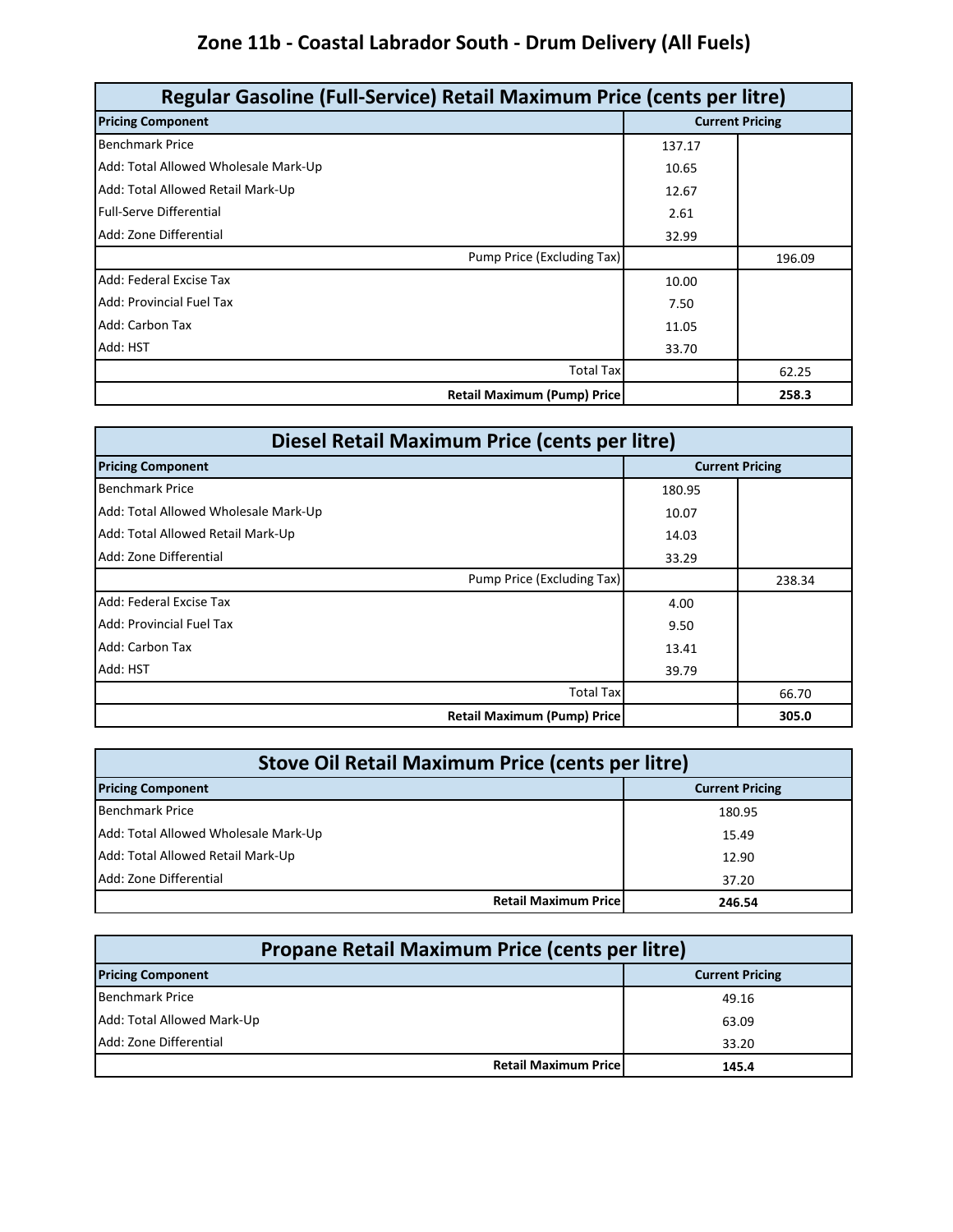# Zone 11b - Coastal Labrador South - Drum Delivery (All Fuels)

| Regular Gasoline (Full-Service) Retail Maximum Price (cents per litre) | | |
|---|---|---|
| **Pricing Component** | **Current Pricing** | |
| Benchmark Price | 137.17 | |
| Add: Total Allowed Wholesale Mark-Up | 10.65 | |
| Add: Total Allowed Retail Mark-Up | 12.67 | |
| Full-Serve Differential | 2.61 | |
| Add: Zone Differential | 32.99 | |
| Pump Price (Excluding Tax) | | 196.09 |
| Add: Federal Excise Tax | 10.00 | |
| Add: Provincial Fuel Tax | 7.50 | |
| Add: Carbon Tax | 11.05 | |
| Add: HST | 33.70 | |
| Total Tax | | 62.25 |
| **Retail Maximum (Pump) Price** | | **258.3** |

| Diesel Retail Maximum Price (cents per litre) | | |
|---|---|---|
| **Pricing Component** | **Current Pricing** | |
| Benchmark Price | 180.95 | |
| Add: Total Allowed Wholesale Mark-Up | 10.07 | |
| Add: Total Allowed Retail Mark-Up | 14.03 | |
| Add: Zone Differential | 33.29 | |
| Pump Price (Excluding Tax) | | 238.34 |
| Add: Federal Excise Tax | 4.00 | |
| Add: Provincial Fuel Tax | 9.50 | |
| Add: Carbon Tax | 13.41 | |
| Add: HST | 39.79 | |
| Total Tax | | 66.70 |
| **Retail Maximum (Pump) Price** | | **305.0** |

| Stove Oil Retail Maximum Price (cents per litre) | |
|---|---|
| **Pricing Component** | **Current Pricing** |
| Benchmark Price | 180.95 |
| Add: Total Allowed Wholesale Mark-Up | 15.49 |
| Add: Total Allowed Retail Mark-Up | 12.90 |
| Add: Zone Differential | 37.20 |
| **Retail Maximum Price** | **246.54** |

| Propane Retail Maximum Price (cents per litre) | |
|---|---|
| **Pricing Component** | **Current Pricing** |
| Benchmark Price | 49.16 |
| Add: Total Allowed Mark-Up | 63.09 |
| Add: Zone Differential | 33.20 |
| **Retail Maximum Price** | **145.4** |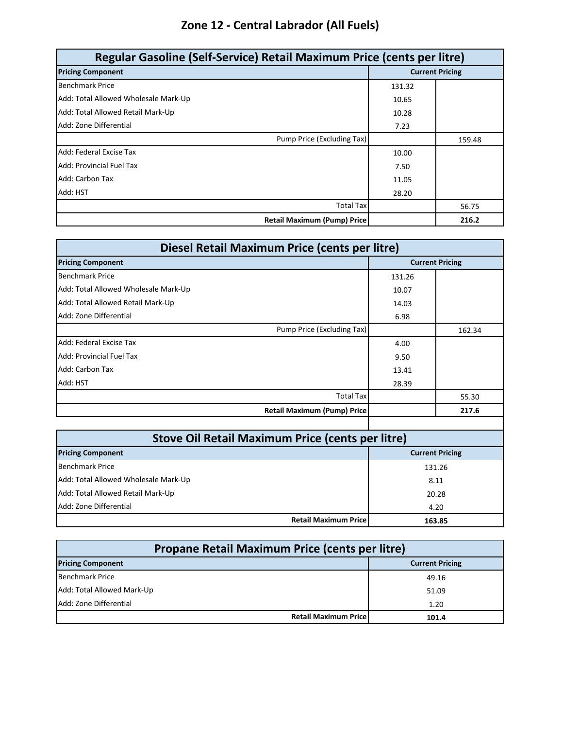# Zone 12 - Central Labrador (All Fuels)

| Regular Gasoline (Self-Service) Retail Maximum Price (cents per litre) | | |
|---|---|---|
| **Pricing Component** | **Current Pricing** | |
| Benchmark Price | 131.32 | |
| Add: Total Allowed Wholesale Mark-Up | 10.65 | |
| Add: Total Allowed Retail Mark-Up | 10.28 | |
| Add: Zone Differential | 7.23 | |
| Pump Price (Excluding Tax) | | 159.48 |
| Add: Federal Excise Tax | 10.00 | |
| Add: Provincial Fuel Tax | 7.50 | |
| Add: Carbon Tax | 11.05 | |
| Add: HST | 28.20 | |
| Total Tax | | 56.75 |
| **Retail Maximum (Pump) Price** | | **216.2** |

| Diesel Retail Maximum Price (cents per litre) | | |
|---|---|---|
| **Pricing Component** | **Current Pricing** | |
| Benchmark Price | 131.26 | |
| Add: Total Allowed Wholesale Mark-Up | 10.07 | |
| Add: Total Allowed Retail Mark-Up | 14.03 | |
| Add: Zone Differential | 6.98 | |
| Pump Price (Excluding Tax) | | 162.34 |
| Add: Federal Excise Tax | 4.00 | |
| Add: Provincial Fuel Tax | 9.50 | |
| Add: Carbon Tax | 13.41 | |
| Add: HST | 28.39 | |
| Total Tax | | 55.30 |
| **Retail Maximum (Pump) Price** | | **217.6** |

| Stove Oil Retail Maximum Price (cents per litre) | |
|---|---|
| **Pricing Component** | **Current Pricing** |
| Benchmark Price | 131.26 |
| Add: Total Allowed Wholesale Mark-Up | 8.11 |
| Add: Total Allowed Retail Mark-Up | 20.28 |
| Add: Zone Differential | 4.20 |
| **Retail Maximum Price** | **163.85** |

| Propane Retail Maximum Price (cents per litre) | |
|---|---|
| **Pricing Component** | **Current Pricing** |
| Benchmark Price | 49.16 |
| Add: Total Allowed Mark-Up | 51.09 |
| Add: Zone Differential | 1.20 |
| **Retail Maximum Price** | **101.4** |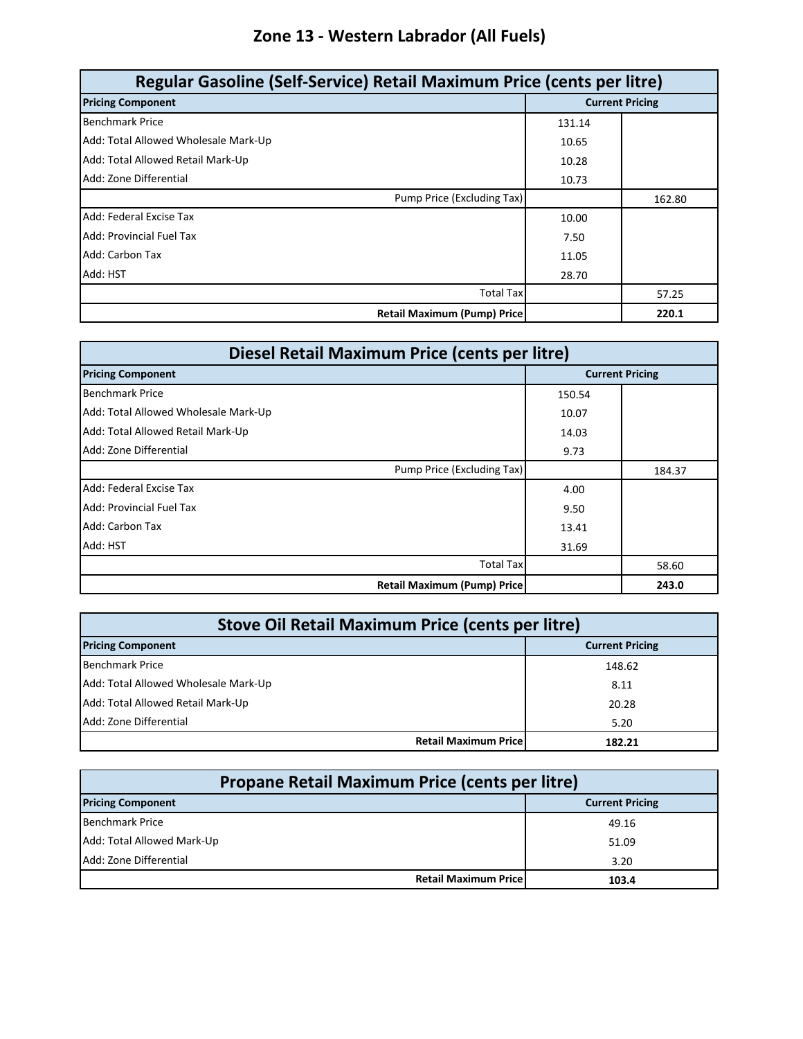# Zone 13 - Western Labrador (All Fuels)

| Regular Gasoline (Self-Service) Retail Maximum Price (cents per litre) | | |
|---|---|---|
| **Pricing Component** | **Current Pricing** | |
| Benchmark Price | 131.14 | |
| Add: Total Allowed Wholesale Mark-Up | 10.65 | |
| Add: Total Allowed Retail Mark-Up | 10.28 | |
| Add: Zone Differential | 10.73 | |
| Pump Price (Excluding Tax) | | 162.80 |
| Add: Federal Excise Tax | 10.00 | |
| Add: Provincial Fuel Tax | 7.50 | |
| Add: Carbon Tax | 11.05 | |
| Add: HST | 28.70 | |
| Total Tax | | 57.25 |
| **Retail Maximum (Pump) Price** | | **220.1** |

| Diesel Retail Maximum Price (cents per litre) | | |
|---|---|---|
| **Pricing Component** | **Current Pricing** | |
| Benchmark Price | 150.54 | |
| Add: Total Allowed Wholesale Mark-Up | 10.07 | |
| Add: Total Allowed Retail Mark-Up | 14.03 | |
| Add: Zone Differential | 9.73 | |
| Pump Price (Excluding Tax) | | 184.37 |
| Add: Federal Excise Tax | 4.00 | |
| Add: Provincial Fuel Tax | 9.50 | |
| Add: Carbon Tax | 13.41 | |
| Add: HST | 31.69 | |
| Total Tax | | 58.60 |
| **Retail Maximum (Pump) Price** | | **243.0** |

| Stove Oil Retail Maximum Price (cents per litre) | |
|---|---|
| **Pricing Component** | **Current Pricing** |
| Benchmark Price | 148.62 |
| Add: Total Allowed Wholesale Mark-Up | 8.11 |
| Add: Total Allowed Retail Mark-Up | 20.28 |
| Add: Zone Differential | 5.20 |
| **Retail Maximum Price** | **182.21** |

| Propane Retail Maximum Price (cents per litre) | |
|---|---|
| **Pricing Component** | **Current Pricing** |
| Benchmark Price | 49.16 |
| Add: Total Allowed Mark-Up | 51.09 |
| Add: Zone Differential | 3.20 |
| **Retail Maximum Price** | **103.4** |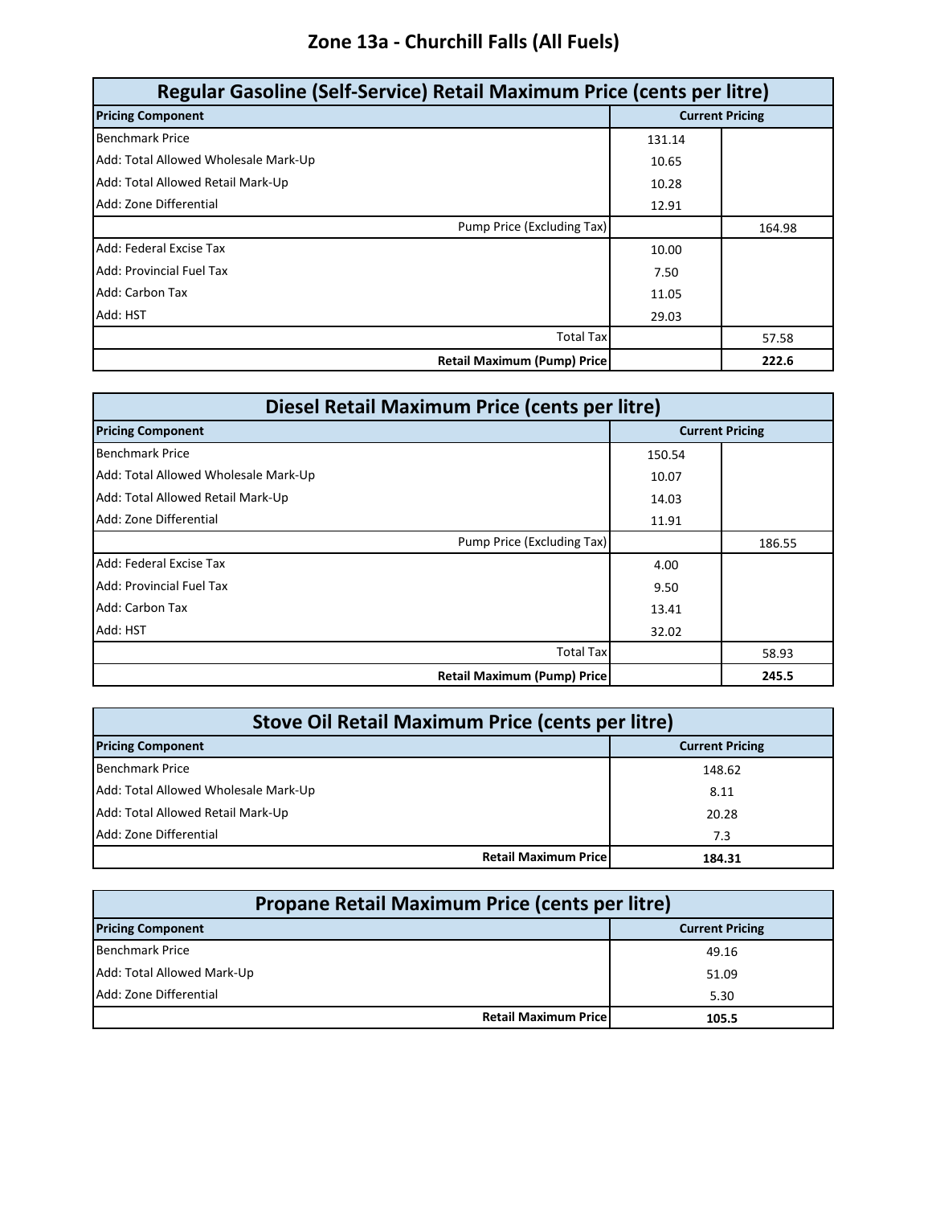# Zone 13a - Churchill Falls (All Fuels)

| Regular Gasoline (Self-Service) Retail Maximum Price (cents per litre) | | |
|---|---|---|
| **Pricing Component** | **Current Pricing** | |
| Benchmark Price | 131.14 | |
| Add: Total Allowed Wholesale Mark-Up | 10.65 | |
| Add: Total Allowed Retail Mark-Up | 10.28 | |
| Add: Zone Differential | 12.91 | |
| Pump Price (Excluding Tax) | | 164.98 |
| Add: Federal Excise Tax | 10.00 | |
| Add: Provincial Fuel Tax | 7.50 | |
| Add: Carbon Tax | 11.05 | |
| Add: HST | 29.03 | |
| Total Tax | | 57.58 |
| **Retail Maximum (Pump) Price** | | **222.6** |

| Diesel Retail Maximum Price (cents per litre) | | |
|---|---|---|
| **Pricing Component** | **Current Pricing** | |
| Benchmark Price | 150.54 | |
| Add: Total Allowed Wholesale Mark-Up | 10.07 | |
| Add: Total Allowed Retail Mark-Up | 14.03 | |
| Add: Zone Differential | 11.91 | |
| Pump Price (Excluding Tax) | | 186.55 |
| Add: Federal Excise Tax | 4.00 | |
| Add: Provincial Fuel Tax | 9.50 | |
| Add: Carbon Tax | 13.41 | |
| Add: HST | 32.02 | |
| Total Tax | | 58.93 |
| **Retail Maximum (Pump) Price** | | **245.5** |

| Stove Oil Retail Maximum Price (cents per litre) | |
|---|---|
| **Pricing Component** | **Current Pricing** |
| Benchmark Price | 148.62 |
| Add: Total Allowed Wholesale Mark-Up | 8.11 |
| Add: Total Allowed Retail Mark-Up | 20.28 |
| Add: Zone Differential | 7.3 |
| **Retail Maximum Price** | **184.31** |

| Propane Retail Maximum Price (cents per litre) | |
|---|---|
| **Pricing Component** | **Current Pricing** |
| Benchmark Price | 49.16 |
| Add: Total Allowed Mark-Up | 51.09 |
| Add: Zone Differential | 5.30 |
| **Retail Maximum Price** | **105.5** |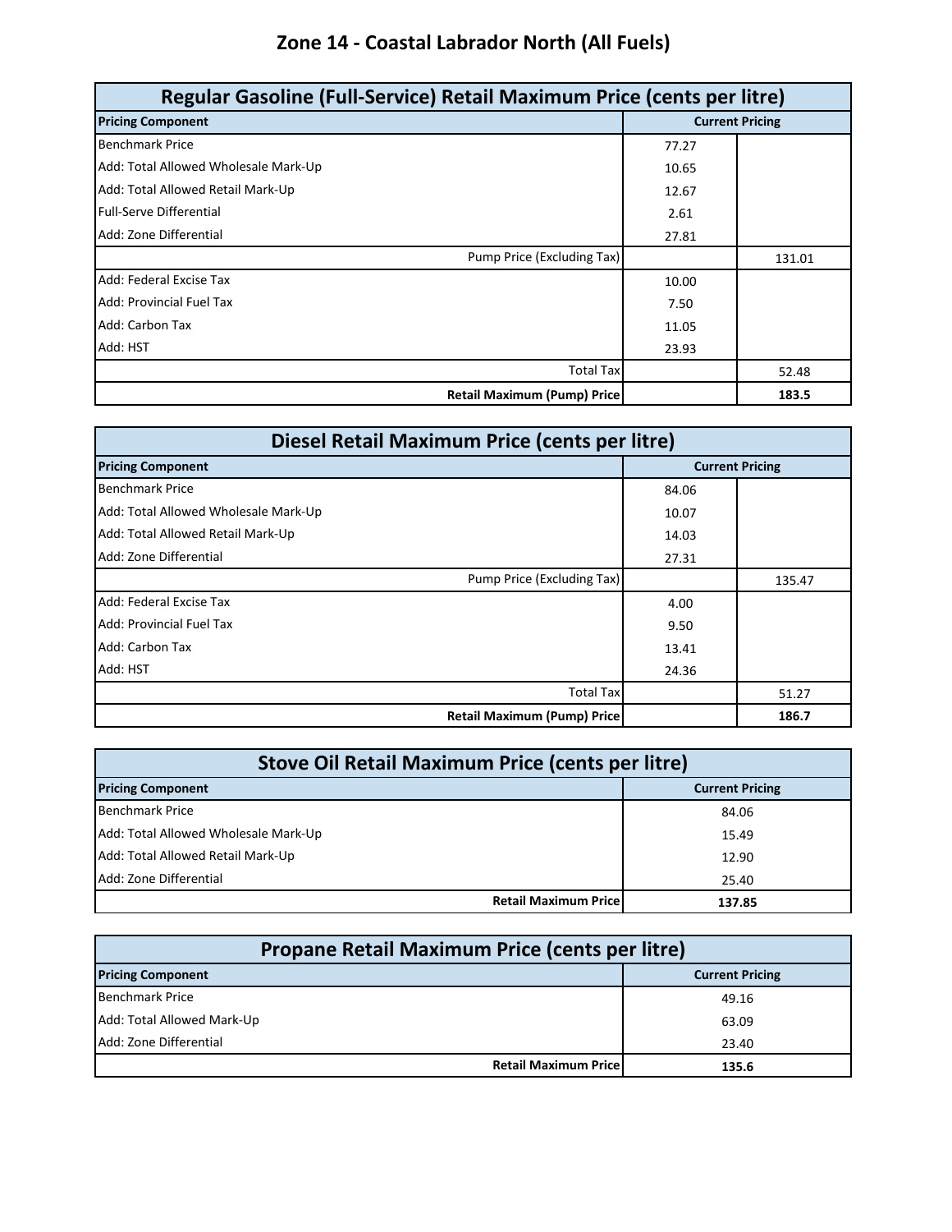# Zone 14 - Coastal Labrador North (All Fuels)

| Regular Gasoline (Full-Service) Retail Maximum Price (cents per litre) | | |
|---|---|---|
| **Pricing Component** | **Current Pricing** | |
| Benchmark Price | 77.27 | |
| Add: Total Allowed Wholesale Mark-Up | 10.65 | |
| Add: Total Allowed Retail Mark-Up | 12.67 | |
| Full-Serve Differential | 2.61 | |
| Add: Zone Differential | 27.81 | |
| Pump Price (Excluding Tax) | | 131.01 |
| Add: Federal Excise Tax | 10.00 | |
| Add: Provincial Fuel Tax | 7.50 | |
| Add: Carbon Tax | 11.05 | |
| Add: HST | 23.93 | |
| Total Tax | | 52.48 |
| **Retail Maximum (Pump) Price** | | **183.5** |

| Diesel Retail Maximum Price (cents per litre) | | |
|---|---|---|
| **Pricing Component** | **Current Pricing** | |
| Benchmark Price | 84.06 | |
| Add: Total Allowed Wholesale Mark-Up | 10.07 | |
| Add: Total Allowed Retail Mark-Up | 14.03 | |
| Add: Zone Differential | 27.31 | |
| Pump Price (Excluding Tax) | | 135.47 |
| Add: Federal Excise Tax | 4.00 | |
| Add: Provincial Fuel Tax | 9.50 | |
| Add: Carbon Tax | 13.41 | |
| Add: HST | 24.36 | |
| Total Tax | | 51.27 |
| **Retail Maximum (Pump) Price** | | **186.7** |

| Stove Oil Retail Maximum Price (cents per litre) | |
|---|---|
| **Pricing Component** | **Current Pricing** |
| Benchmark Price | 84.06 |
| Add: Total Allowed Wholesale Mark-Up | 15.49 |
| Add: Total Allowed Retail Mark-Up | 12.90 |
| Add: Zone Differential | 25.40 |
| **Retail Maximum Price** | **137.85** |

| Propane Retail Maximum Price (cents per litre) | |
|---|---|
| **Pricing Component** | **Current Pricing** |
| Benchmark Price | 49.16 |
| Add: Total Allowed Mark-Up | 63.09 |
| Add: Zone Differential | 23.40 |
| **Retail Maximum Price** | **135.6** |